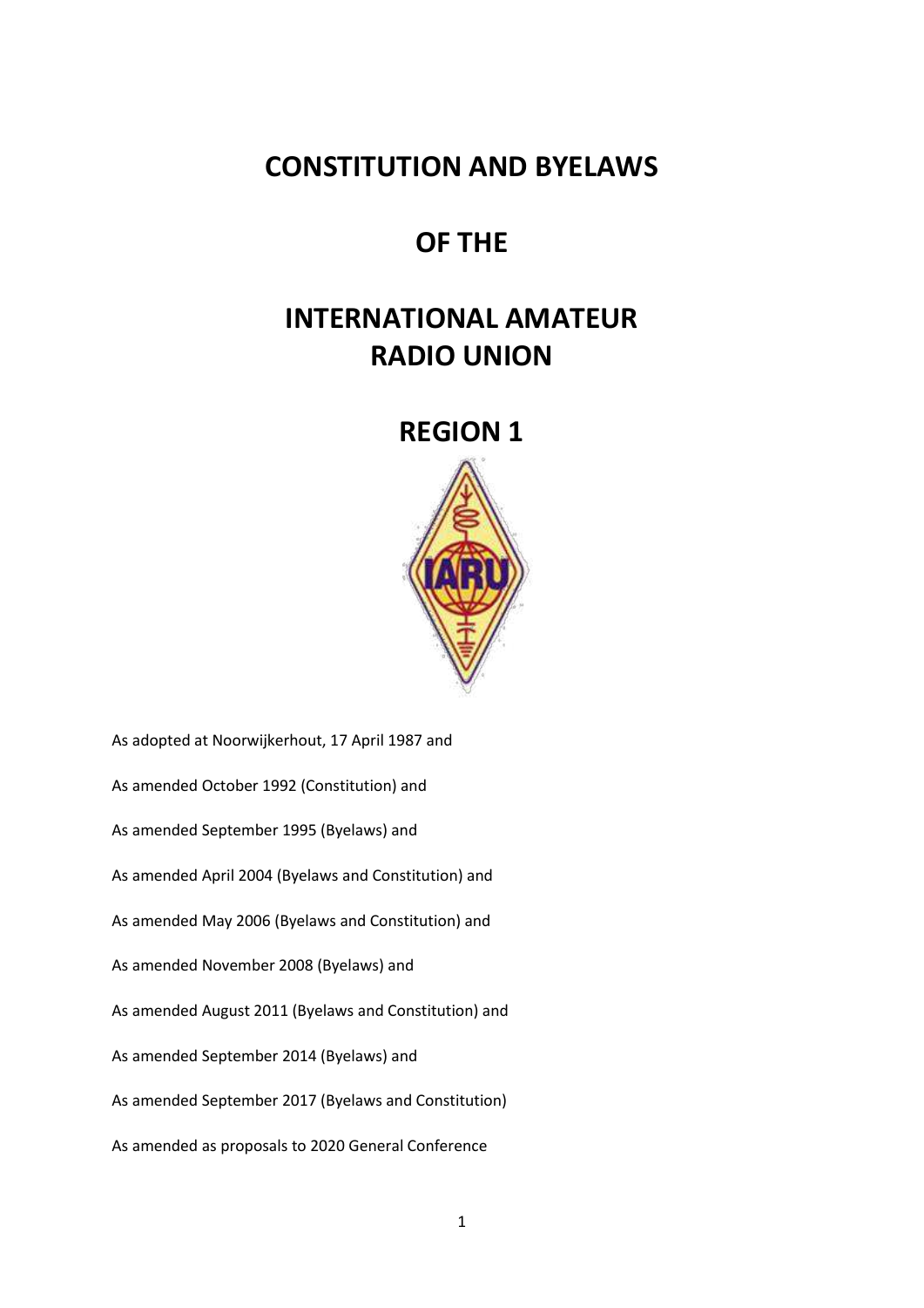# CONSTITUTION AND BYELAWS

# OF THE

# INTERNATIONAL AMATEUR RADIO UNION

# REGION 1

As adopted at Noorwijkerhout, 17 April 1987 and

As amended October 1992 (Constitution) and

As amended September 1995 (Byelaws) and

As amended April 2004 (Byelaws and Constitution) and

As amended May 2006 (Byelaws and Constitution) and

As amended November 2008 (Byelaws) and

As amended August 2011 (Byelaws and Constitution) and

As amended September 2014 (Byelaws) and

As amended September 2017 (Byelaws and Constitution)

As amended as proposals to 2020 General Conference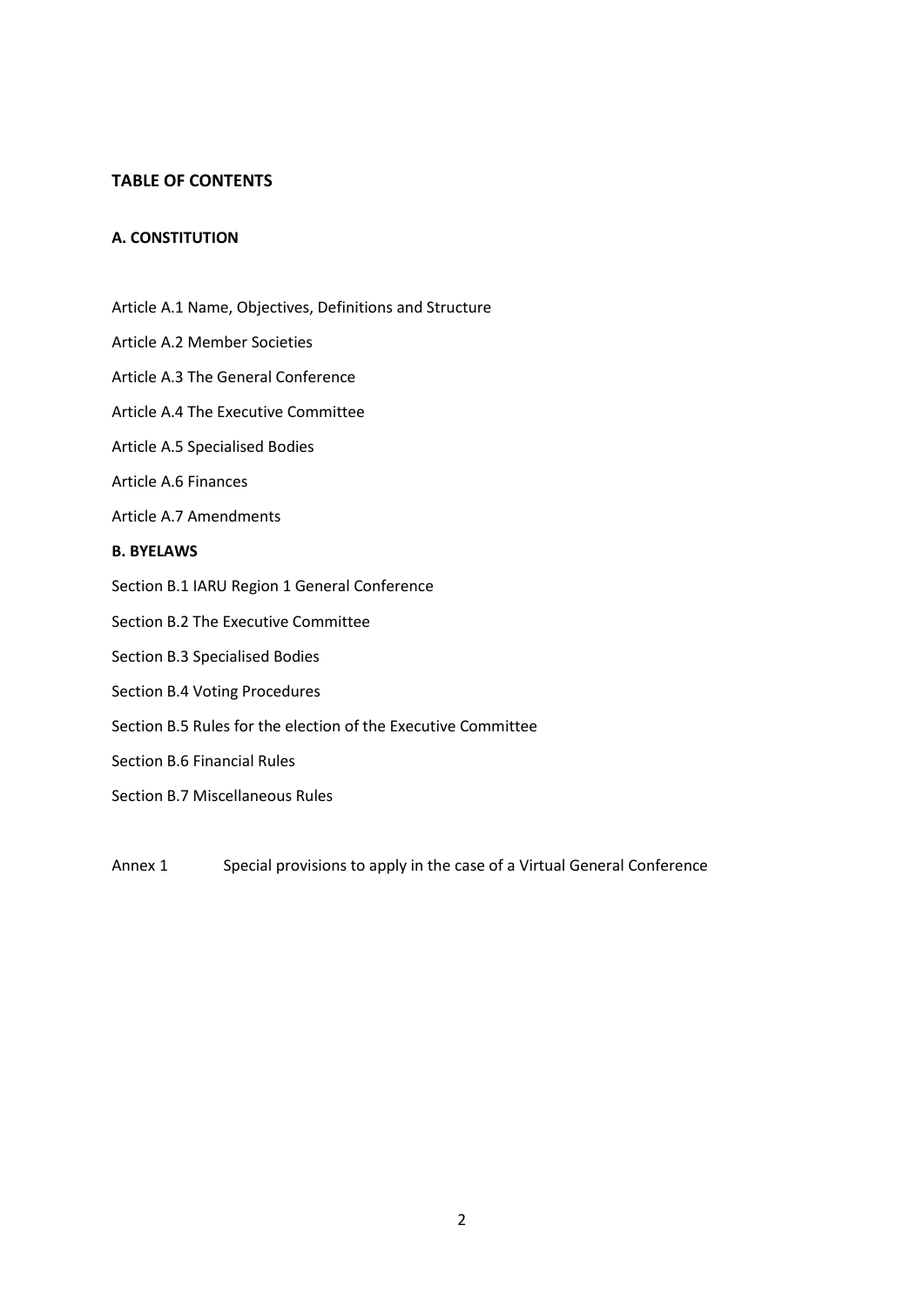## TABLE OF CONTENTS

### A. CONSTITUTION

Article A.1 Name, Objectives, Definitions and Structure

Article A.2 Member Societies

Article A.3 The General Conference

Article A.4 The Executive Committee

Article A.5 Specialised Bodies

Article A.6 Finances

Article A.7 Amendments

### B. BYELAWS

Section B.1 IARU Region 1 General Conference

Section B.2 The Executive Committee

Section B.3 Specialised Bodies

Section B.4 Voting Procedures

Section B.5 Rules for the election of the Executive Committee

Section B.6 Financial Rules

Section B.7 Miscellaneous Rules

Annex 1 Special provisions to apply in the case of a Virtual General Conference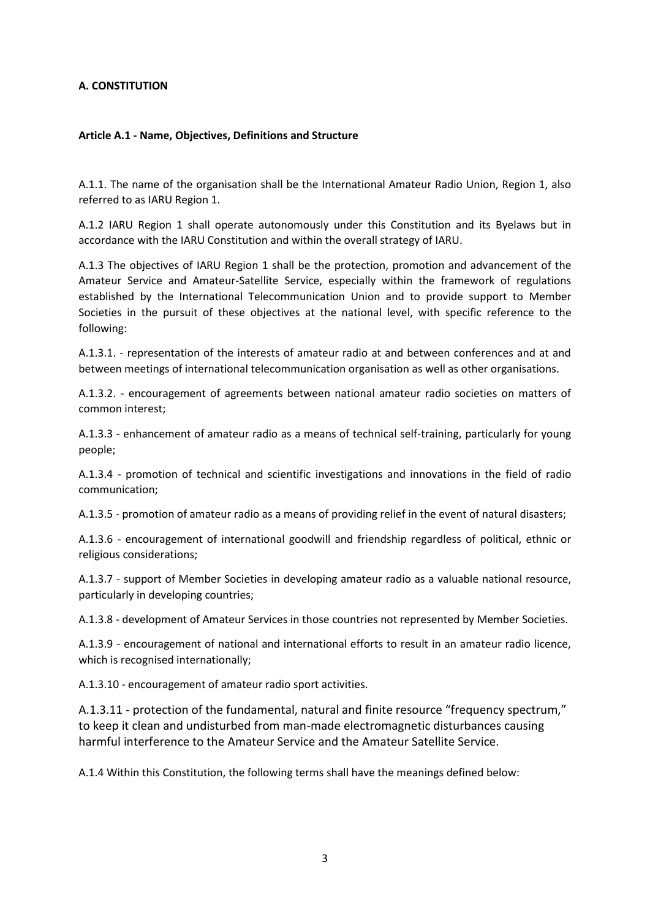# A. CONSTITUTION

## Article A.1 - Name, Objectives, Definitions and Structure

A.1.1. The name of the organisation shall be the International Amateur Radio Union, Region 1, also referred to as IARU Region 1.

A.1.2 IARU Region 1 shall operate autonomously under this Constitution and its Byelaws but in accordance with the IARU Constitution and within the overall strategy of IARU.

A.1.3 The objectives of IARU Region 1 shall be the protection, promotion and advancement of the Amateur Service and Amateur-Satellite Service, especially within the framework of regulations established by the International Telecommunication Union and to provide support to Member Societies in the pursuit of these objectives at the national level, with specific reference to the following:

A.1.3.1. - representation of the interests of amateur radio at and between conferences and at and between meetings of international telecommunication organisation as well as other organisations.

A.1.3.2. - encouragement of agreements between national amateur radio societies on matters of common interest;

A.1.3.3 - enhancement of amateur radio as a means of technical self-training, particularly for young people;

A.1.3.4 - promotion of technical and scientific investigations and innovations in the field of radio communication;

A.1.3.5 - promotion of amateur radio as a means of providing relief in the event of natural disasters;

A.1.3.6 - encouragement of international goodwill and friendship regardless of political, ethnic or religious considerations;

A.1.3.7 - support of Member Societies in developing amateur radio as a valuable national resource, particularly in developing countries;

A.1.3.8 - development of Amateur Services in those countries not represented by Member Societies.

A.1.3.9 - encouragement of national and international efforts to result in an amateur radio licence, which is recognised internationally;

A.1.3.10 - encouragement of amateur radio sport activities.

A.1.3.11 - protection of the fundamental, natural and finite resource "frequency spectrum," to keep it clean and undisturbed from man-made electromagnetic disturbances causing harmful interference to the Amateur Service and the Amateur Satellite Service.

A.1.4 Within this Constitution, the following terms shall have the meanings defined below: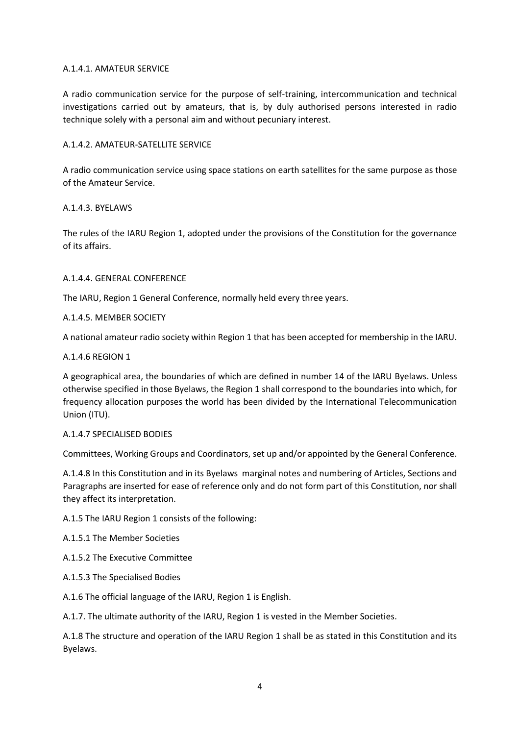A.1.4.1. AMATEUR SERVICE

A radio communication service for the purpose of self-training, intercommunication and technical investigations carried out by amateurs, that is, by duly authorised persons interested in radio technique solely with a personal aim and without pecuniary interest.

A.1.4.2. AMATEUR-SATELLITE SERVICE

A radio communication service using space stations on earth satellites for the same purpose as those of the Amateur Service.

A.1.4.3. BYELAWS

The rules of the IARU Region 1, adopted under the provisions of the Constitution for the governance of its affairs.

A.1.4.4. GENERAL CONFERENCE

The IARU, Region 1 General Conference, normally held every three years.

A.1.4.5. MEMBER SOCIETY

A national amateur radio society within Region 1 that has been accepted for membership in the IARU.

A.1.4.6 REGION 1

A geographical area, the boundaries of which are defined in number 14 of the IARU Byelaws. Unless otherwise specified in those Byelaws, the Region 1 shall correspond to the boundaries into which, for frequency allocation purposes the world has been divided by the International Telecommunication Union (ITU).

A.1.4.7 SPECIALISED BODIES

Committees, Working Groups and Coordinators, set up and/or appointed by the General Conference.

A.1.4.8 In this Constitution and in its Byelaws marginal notes and numbering of Articles, Sections and Paragraphs are inserted for ease of reference only and do not form part of this Constitution, nor shall they affect its interpretation.

A.1.5 The IARU Region 1 consists of the following:

A.1.5.1 The Member Societies

A.1.5.2 The Executive Committee

A.1.5.3 The Specialised Bodies

A.1.6 The official language of the IARU, Region 1 is English.

A.1.7. The ultimate authority of the IARU, Region 1 is vested in the Member Societies.

A.1.8 The structure and operation of the IARU Region 1 shall be as stated in this Constitution and its Byelaws.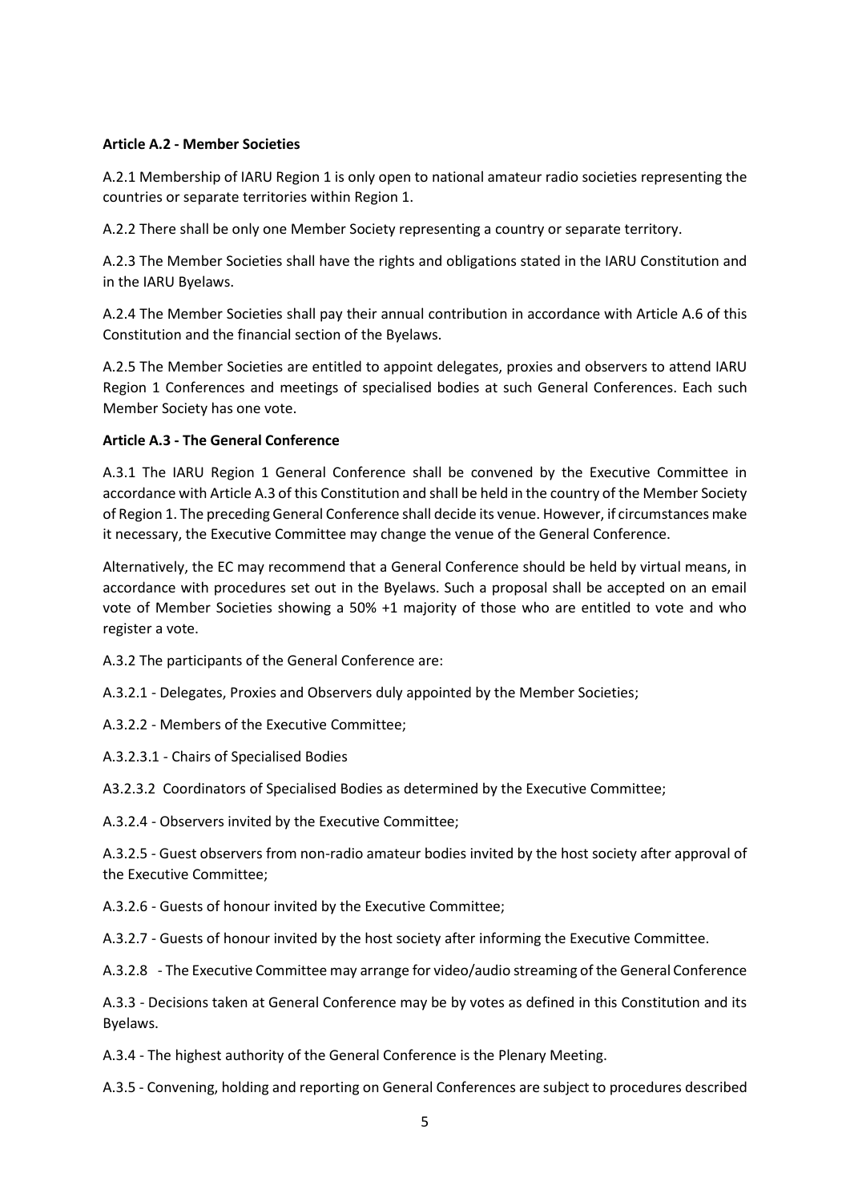**Article A.2 - Member Societies**

A.2.1 Membership of IARU Region 1 is only open to national amateur radio societies representing the countries or separate territories within Region 1.

A.2.2 There shall be only one Member Society representing a country or separate territory.

A.2.3 The Member Societies shall have the rights and obligations stated in the IARU Constitution and in the IARU Byelaws.

A.2.4 The Member Societies shall pay their annual contribution in accordance with Article A.6 of this Constitution and the financial section of the Byelaws.

A.2.5 The Member Societies are entitled to appoint delegates, proxies and observers to attend IARU Region 1 Conferences and meetings of specialised bodies at such General Conferences. Each such Member Society has one vote.

**Article A.3 - The General Conference**

A.3.1 The IARU Region 1 General Conference shall be convened by the Executive Committee in accordance with Article A.3 of this Constitution and shall be held in the country of the Member Society of Region 1. The preceding General Conference shall decide its venue. However, if circumstances make it necessary, the Executive Committee may change the venue of the General Conference.

Alternatively, the EC may recommend that a General Conference should be held by virtual means, in accordance with procedures set out in the Byelaws. Such a proposal shall be accepted on an email vote of Member Societies showing a 50% +1 majority of those who are entitled to vote and who register a vote.

A.3.2 The participants of the General Conference are:

A.3.2.1 - Delegates, Proxies and Observers duly appointed by the Member Societies;

A.3.2.2 - Members of the Executive Committee;

A.3.2.3.1 - Chairs of Specialised Bodies

A3.2.3.2 Coordinators of Specialised Bodies as determined by the Executive Committee;

A.3.2.4 - Observers invited by the Executive Committee;

A.3.2.5 - Guest observers from non-radio amateur bodies invited by the host society after approval of the Executive Committee;

A.3.2.6 - Guests of honour invited by the Executive Committee;

A.3.2.7 - Guests of honour invited by the host society after informing the Executive Committee.

A.3.2.8 - The Executive Committee may arrange for video/audio streaming of the General Conference

A.3.3 - Decisions taken at General Conference may be by votes as defined in this Constitution and its Byelaws.

A.3.4 - The highest authority of the General Conference is the Plenary Meeting.

A.3.5 - Convening, holding and reporting on General Conferences are subject to procedures described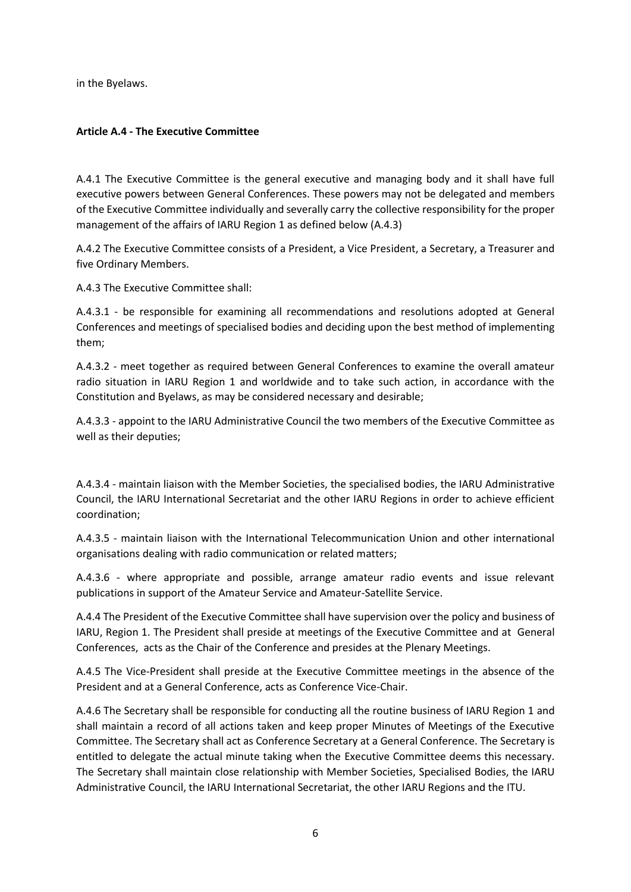in the Byelaws.

**Article A.4 - The Executive Committee**

A.4.1 The Executive Committee is the general executive and managing body and it shall have full executive powers between General Conferences. These powers may not be delegated and members of the Executive Committee individually and severally carry the collective responsibility for the proper management of the affairs of IARU Region 1 as defined below (A.4.3)

A.4.2 The Executive Committee consists of a President, a Vice President, a Secretary, a Treasurer and five Ordinary Members.

A.4.3 The Executive Committee shall:

A.4.3.1 - be responsible for examining all recommendations and resolutions adopted at General Conferences and meetings of specialised bodies and deciding upon the best method of implementing them;

A.4.3.2 - meet together as required between General Conferences to examine the overall amateur radio situation in IARU Region 1 and worldwide and to take such action, in accordance with the Constitution and Byelaws, as may be considered necessary and desirable;

A.4.3.3 - appoint to the IARU Administrative Council the two members of the Executive Committee as well as their deputies;

A.4.3.4 - maintain liaison with the Member Societies, the specialised bodies, the IARU Administrative Council, the IARU International Secretariat and the other IARU Regions in order to achieve efficient coordination;

A.4.3.5 - maintain liaison with the International Telecommunication Union and other international organisations dealing with radio communication or related matters;

A.4.3.6 - where appropriate and possible, arrange amateur radio events and issue relevant publications in support of the Amateur Service and Amateur-Satellite Service.

A.4.4 The President of the Executive Committee shall have supervision over the policy and business of IARU, Region 1. The President shall preside at meetings of the Executive Committee and at General Conferences, acts as the Chair of the Conference and presides at the Plenary Meetings.

A.4.5 The Vice-President shall preside at the Executive Committee meetings in the absence of the President and at a General Conference, acts as Conference Vice-Chair.

A.4.6 The Secretary shall be responsible for conducting all the routine business of IARU Region 1 and shall maintain a record of all actions taken and keep proper Minutes of Meetings of the Executive Committee. The Secretary shall act as Conference Secretary at a General Conference. The Secretary is entitled to delegate the actual minute taking when the Executive Committee deems this necessary. The Secretary shall maintain close relationship with Member Societies, Specialised Bodies, the IARU Administrative Council, the IARU International Secretariat, the other IARU Regions and the ITU.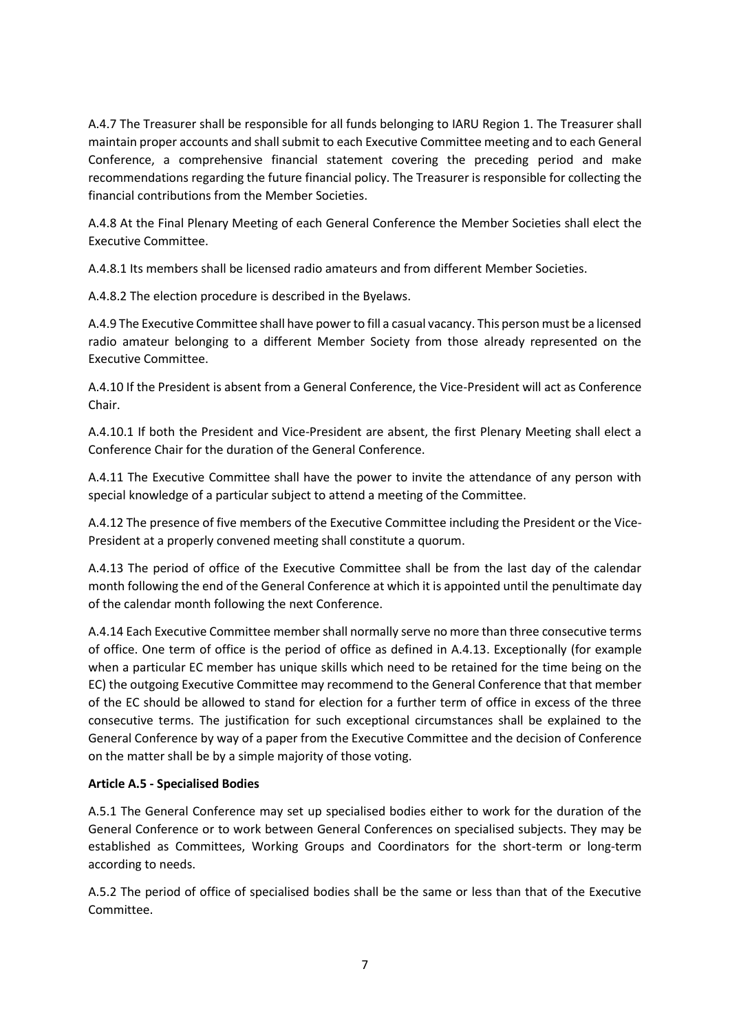A.4.7 The Treasurer shall be responsible for all funds belonging to IARU Region 1. The Treasurer shall maintain proper accounts and shall submit to each Executive Committee meeting and to each General Conference, a comprehensive financial statement covering the preceding period and make recommendations regarding the future financial policy. The Treasurer is responsible for collecting the financial contributions from the Member Societies.

A.4.8 At the Final Plenary Meeting of each General Conference the Member Societies shall elect the Executive Committee.

A.4.8.1 Its members shall be licensed radio amateurs and from different Member Societies.

A.4.8.2 The election procedure is described in the Byelaws.

A.4.9 The Executive Committee shall have power to fill a casual vacancy. This person must be a licensed radio amateur belonging to a different Member Society from those already represented on the Executive Committee.

A.4.10 If the President is absent from a General Conference, the Vice-President will act as Conference Chair.

A.4.10.1 If both the President and Vice-President are absent, the first Plenary Meeting shall elect a Conference Chair for the duration of the General Conference.

A.4.11 The Executive Committee shall have the power to invite the attendance of any person with special knowledge of a particular subject to attend a meeting of the Committee.

A.4.12 The presence of five members of the Executive Committee including the President or the Vice-President at a properly convened meeting shall constitute a quorum.

A.4.13 The period of office of the Executive Committee shall be from the last day of the calendar month following the end of the General Conference at which it is appointed until the penultimate day of the calendar month following the next Conference.

A.4.14 Each Executive Committee member shall normally serve no more than three consecutive terms of office. One term of office is the period of office as defined in A.4.13. Exceptionally (for example when a particular EC member has unique skills which need to be retained for the time being on the EC) the outgoing Executive Committee may recommend to the General Conference that that member of the EC should be allowed to stand for election for a further term of office in excess of the three consecutive terms. The justification for such exceptional circumstances shall be explained to the General Conference by way of a paper from the Executive Committee and the decision of Conference on the matter shall be by a simple majority of those voting.

**Article A.5 - Specialised Bodies**

A.5.1 The General Conference may set up specialised bodies either to work for the duration of the General Conference or to work between General Conferences on specialised subjects. They may be established as Committees, Working Groups and Coordinators for the short-term or long-term according to needs.

A.5.2 The period of office of specialised bodies shall be the same or less than that of the Executive Committee.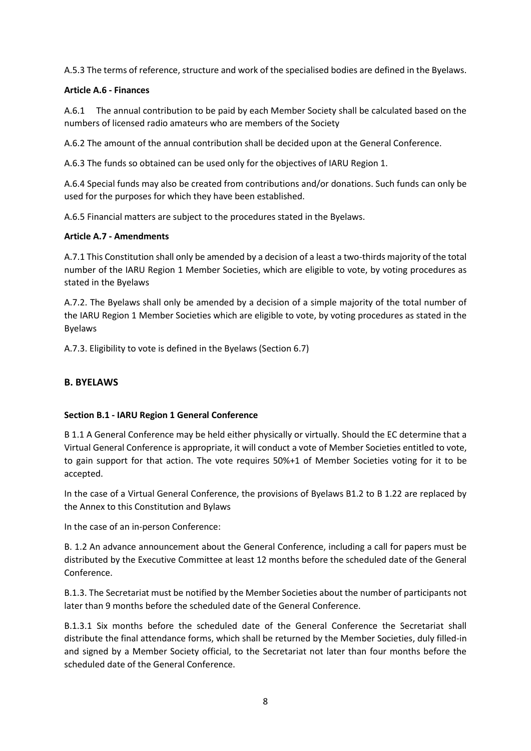A.5.3 The terms of reference, structure and work of the specialised bodies are defined in the Byelaws.

**Article A.6 - Finances**

A.6.1 The annual contribution to be paid by each Member Society shall be calculated based on the numbers of licensed radio amateurs who are members of the Society

A.6.2 The amount of the annual contribution shall be decided upon at the General Conference.

A.6.3 The funds so obtained can be used only for the objectives of IARU Region 1.

A.6.4 Special funds may also be created from contributions and/or donations. Such funds can only be used for the purposes for which they have been established.

A.6.5 Financial matters are subject to the procedures stated in the Byelaws.

**Article A.7 - Amendments**

A.7.1 This Constitution shall only be amended by a decision of a least a two-thirds majority of the total number of the IARU Region 1 Member Societies, which are eligible to vote, by voting procedures as stated in the Byelaws

A.7.2. The Byelaws shall only be amended by a decision of a simple majority of the total number of the IARU Region 1 Member Societies which are eligible to vote, by voting procedures as stated in the Byelaws

A.7.3. Eligibility to vote is defined in the Byelaws (Section 6.7)

## B. BYELAWS

**Section B.1 - IARU Region 1 General Conference**

B 1.1 A General Conference may be held either physically or virtually. Should the EC determine that a Virtual General Conference is appropriate, it will conduct a vote of Member Societies entitled to vote, to gain support for that action. The vote requires 50%+1 of Member Societies voting for it to be accepted.

In the case of a Virtual General Conference, the provisions of Byelaws B1.2 to B 1.22 are replaced by the Annex to this Constitution and Bylaws

In the case of an in-person Conference:

B. 1.2 An advance announcement about the General Conference, including a call for papers must be distributed by the Executive Committee at least 12 months before the scheduled date of the General Conference.

B.1.3. The Secretariat must be notified by the Member Societies about the number of participants not later than 9 months before the scheduled date of the General Conference.

B.1.3.1 Six months before the scheduled date of the General Conference the Secretariat shall distribute the final attendance forms, which shall be returned by the Member Societies, duly filled-in and signed by a Member Society official, to the Secretariat not later than four months before the scheduled date of the General Conference.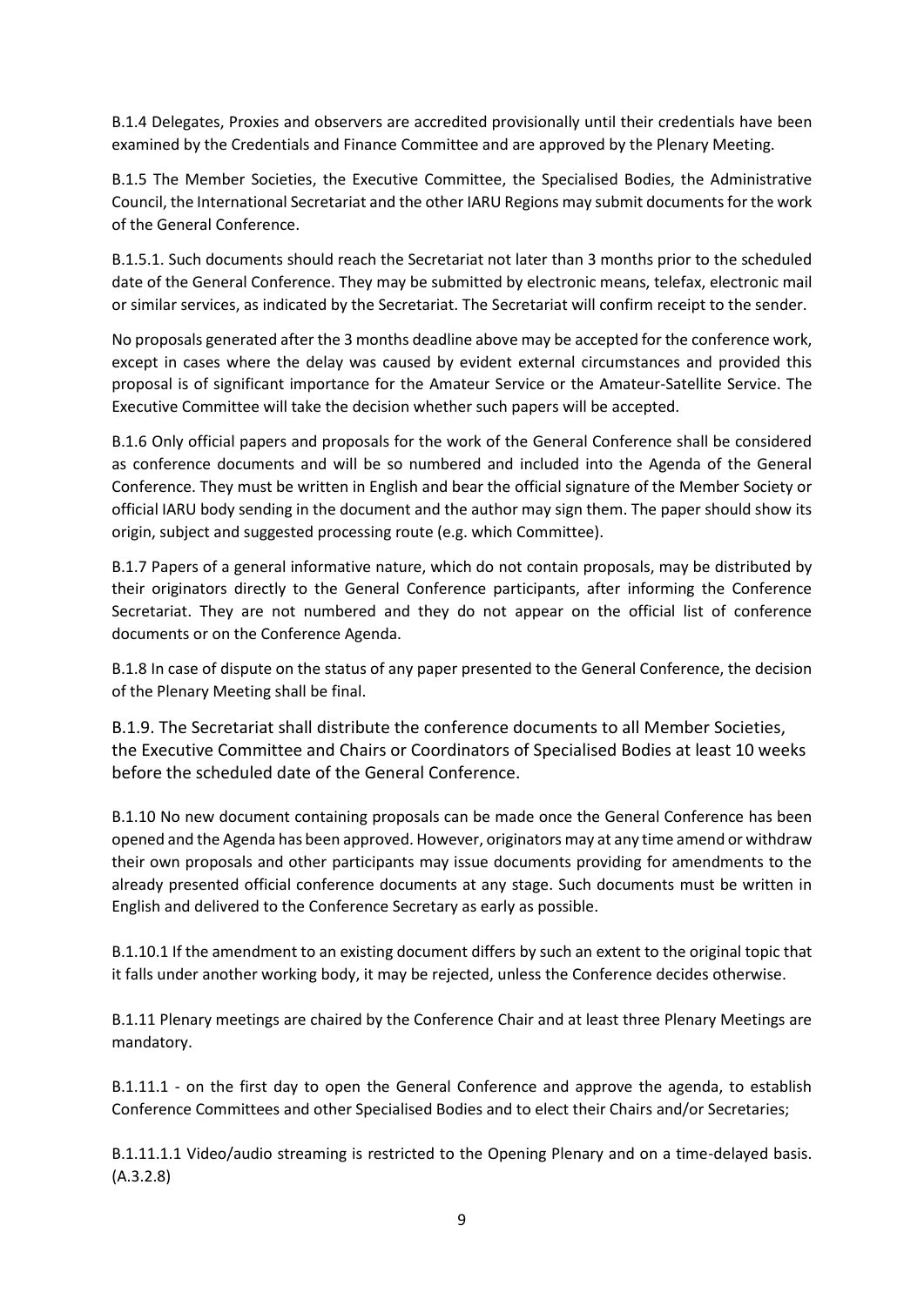B.1.4 Delegates, Proxies and observers are accredited provisionally until their credentials have been examined by the Credentials and Finance Committee and are approved by the Plenary Meeting.

B.1.5 The Member Societies, the Executive Committee, the Specialised Bodies, the Administrative Council, the International Secretariat and the other IARU Regions may submit documents for the work of the General Conference.

B.1.5.1. Such documents should reach the Secretariat not later than 3 months prior to the scheduled date of the General Conference. They may be submitted by electronic means, telefax, electronic mail or similar services, as indicated by the Secretariat. The Secretariat will confirm receipt to the sender.

No proposals generated after the 3 months deadline above may be accepted for the conference work, except in cases where the delay was caused by evident external circumstances and provided this proposal is of significant importance for the Amateur Service or the Amateur-Satellite Service. The Executive Committee will take the decision whether such papers will be accepted.

B.1.6 Only official papers and proposals for the work of the General Conference shall be considered as conference documents and will be so numbered and included into the Agenda of the General Conference. They must be written in English and bear the official signature of the Member Society or official IARU body sending in the document and the author may sign them. The paper should show its origin, subject and suggested processing route (e.g. which Committee).

B.1.7 Papers of a general informative nature, which do not contain proposals, may be distributed by their originators directly to the General Conference participants, after informing the Conference Secretariat. They are not numbered and they do not appear on the official list of conference documents or on the Conference Agenda.

B.1.8 In case of dispute on the status of any paper presented to the General Conference, the decision of the Plenary Meeting shall be final.

B.1.9. The Secretariat shall distribute the conference documents to all Member Societies, the Executive Committee and Chairs or Coordinators of Specialised Bodies at least 10 weeks before the scheduled date of the General Conference.

B.1.10 No new document containing proposals can be made once the General Conference has been opened and the Agenda has been approved. However, originators may at any time amend or withdraw their own proposals and other participants may issue documents providing for amendments to the already presented official conference documents at any stage. Such documents must be written in English and delivered to the Conference Secretary as early as possible.

B.1.10.1 If the amendment to an existing document differs by such an extent to the original topic that it falls under another working body, it may be rejected, unless the Conference decides otherwise.

B.1.11 Plenary meetings are chaired by the Conference Chair and at least three Plenary Meetings are mandatory.

B.1.11.1 - on the first day to open the General Conference and approve the agenda, to establish Conference Committees and other Specialised Bodies and to elect their Chairs and/or Secretaries;

B.1.11.1.1 Video/audio streaming is restricted to the Opening Plenary and on a time-delayed basis. (A.3.2.8)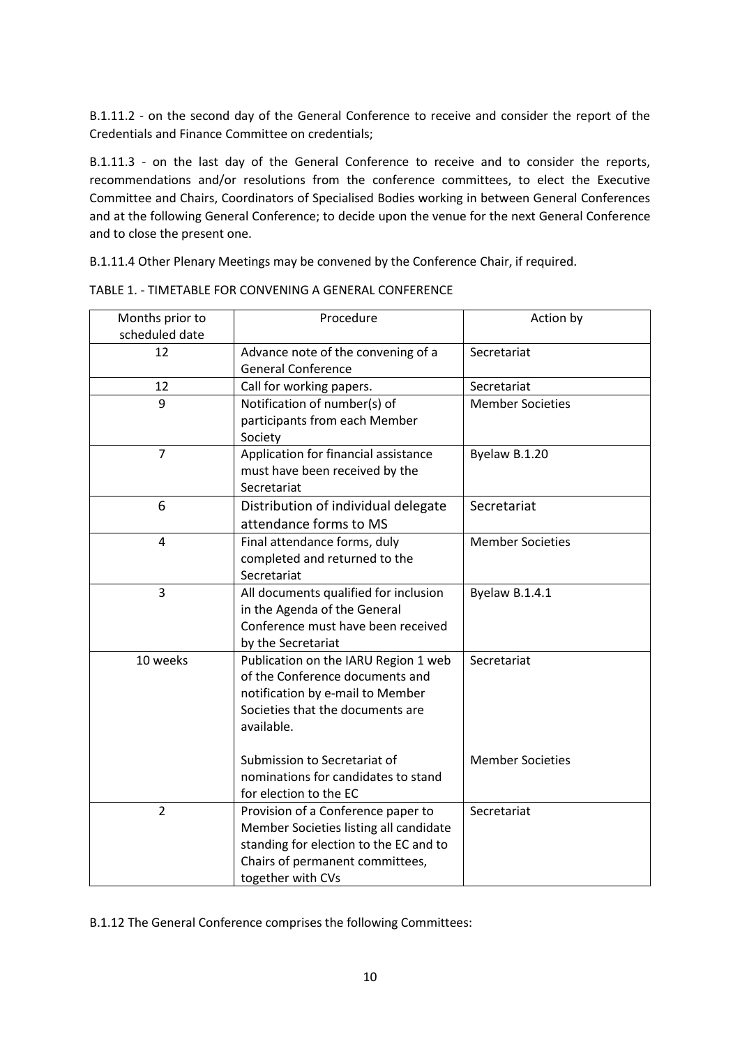B.1.11.2 - on the second day of the General Conference to receive and consider the report of the Credentials and Finance Committee on credentials;

B.1.11.3 - on the last day of the General Conference to receive and to consider the reports, recommendations and/or resolutions from the conference committees, to elect the Executive Committee and Chairs, Coordinators of Specialised Bodies working in between General Conferences and at the following General Conference; to decide upon the venue for the next General Conference and to close the present one.

B.1.11.4 Other Plenary Meetings may be convened by the Conference Chair, if required.

TABLE 1. - TIMETABLE FOR CONVENING A GENERAL CONFERENCE

| Months prior to scheduled date | Procedure | Action by |
|---|---|---|
| 12 | Advance note of the convening of a General Conference | Secretariat |
| 12 | Call for working papers. | Secretariat |
| 9 | Notification of number(s) of participants from each Member Society | Member Societies |
| 7 | Application for financial assistance must have been received by the Secretariat | Byelaw B.1.20 |
| 6 | Distribution of individual delegate attendance forms to MS | Secretariat |
| 4 | Final attendance forms, duly completed and returned to the Secretariat | Member Societies |
| 3 | All documents qualified for inclusion in the Agenda of the General Conference must have been received by the Secretariat | Byelaw B.1.4.1 |
| 10 weeks | Publication on the IARU Region 1 web of the Conference documents and notification by e-mail to Member Societies that the documents are available. | Secretariat |
| | Submission to Secretariat of nominations for candidates to stand for election to the EC | Member Societies |
| 2 | Provision of a Conference paper to Member Societies listing all candidate standing for election to the EC and to Chairs of permanent committees, together with CVs | Secretariat |

B.1.12 The General Conference comprises the following Committees: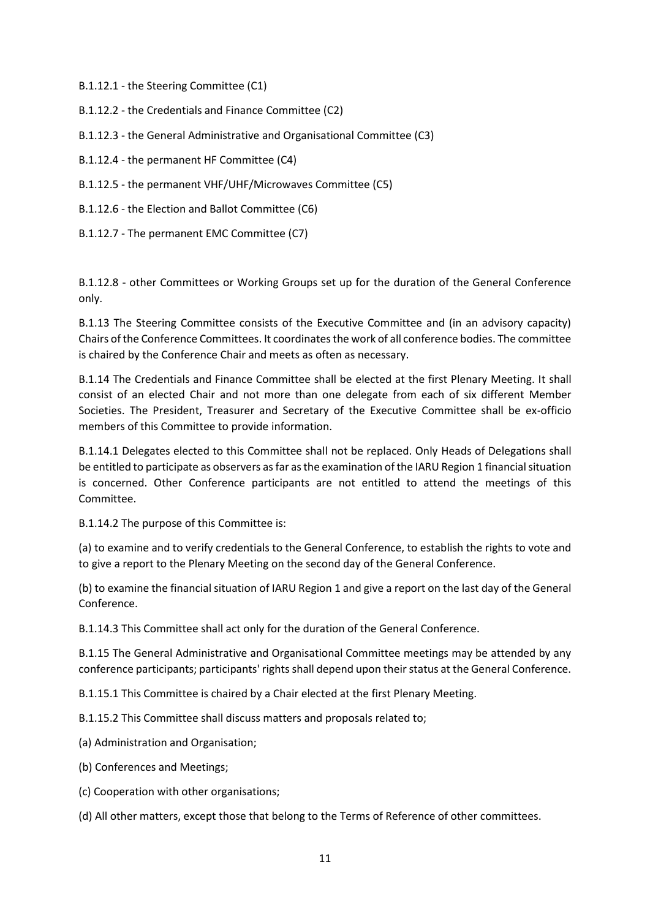B.1.12.1 - the Steering Committee (C1)

B.1.12.2 - the Credentials and Finance Committee (C2)

B.1.12.3 - the General Administrative and Organisational Committee (C3)

B.1.12.4 - the permanent HF Committee (C4)

B.1.12.5 - the permanent VHF/UHF/Microwaves Committee (C5)

B.1.12.6 - the Election and Ballot Committee (C6)

B.1.12.7 - The permanent EMC Committee (C7)

B.1.12.8 - other Committees or Working Groups set up for the duration of the General Conference only.

B.1.13 The Steering Committee consists of the Executive Committee and (in an advisory capacity) Chairs of the Conference Committees. It coordinates the work of all conference bodies. The committee is chaired by the Conference Chair and meets as often as necessary.

B.1.14 The Credentials and Finance Committee shall be elected at the first Plenary Meeting. It shall consist of an elected Chair and not more than one delegate from each of six different Member Societies. The President, Treasurer and Secretary of the Executive Committee shall be ex-officio members of this Committee to provide information.

B.1.14.1 Delegates elected to this Committee shall not be replaced. Only Heads of Delegations shall be entitled to participate as observers as far as the examination of the IARU Region 1 financial situation is concerned. Other Conference participants are not entitled to attend the meetings of this Committee.

B.1.14.2 The purpose of this Committee is:

(a) to examine and to verify credentials to the General Conference, to establish the rights to vote and to give a report to the Plenary Meeting on the second day of the General Conference.

(b) to examine the financial situation of IARU Region 1 and give a report on the last day of the General Conference.

B.1.14.3 This Committee shall act only for the duration of the General Conference.

B.1.15 The General Administrative and Organisational Committee meetings may be attended by any conference participants; participants' rights shall depend upon their status at the General Conference.

B.1.15.1 This Committee is chaired by a Chair elected at the first Plenary Meeting.

B.1.15.2 This Committee shall discuss matters and proposals related to;

(a) Administration and Organisation;

(b) Conferences and Meetings;

(c) Cooperation with other organisations;

(d) All other matters, except those that belong to the Terms of Reference of other committees.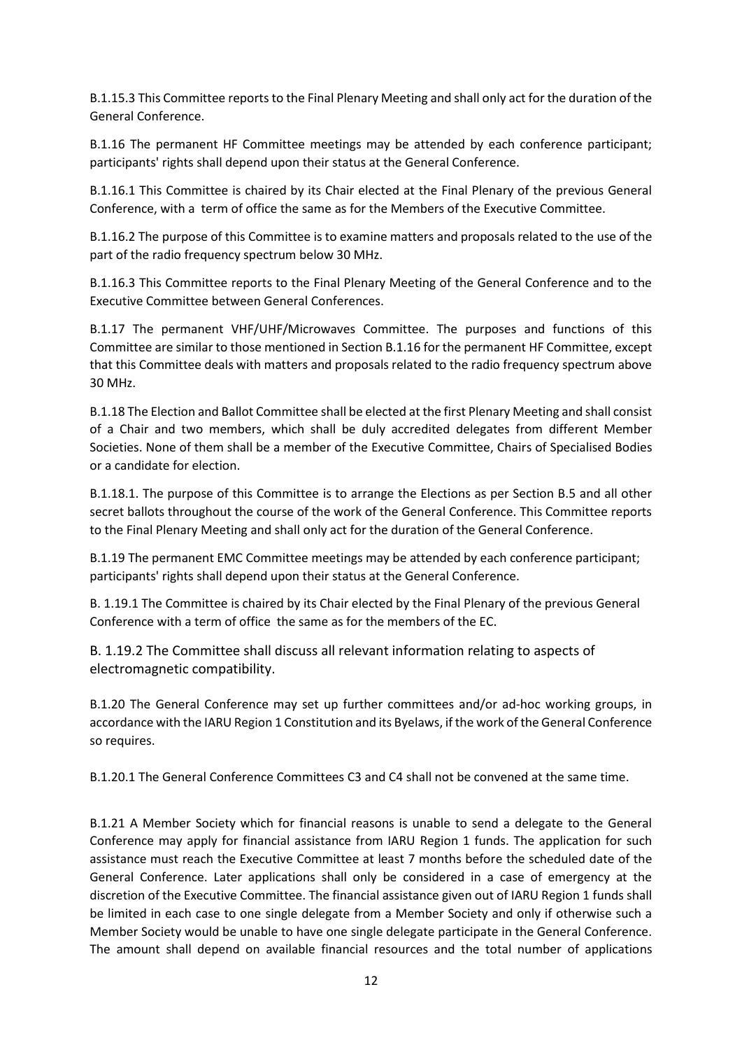B.1.15.3 This Committee reports to the Final Plenary Meeting and shall only act for the duration of the General Conference.

B.1.16 The permanent HF Committee meetings may be attended by each conference participant; participants' rights shall depend upon their status at the General Conference.

B.1.16.1 This Committee is chaired by its Chair elected at the Final Plenary of the previous General Conference, with a term of office the same as for the Members of the Executive Committee.

B.1.16.2 The purpose of this Committee is to examine matters and proposals related to the use of the part of the radio frequency spectrum below 30 MHz.

B.1.16.3 This Committee reports to the Final Plenary Meeting of the General Conference and to the Executive Committee between General Conferences.

B.1.17 The permanent VHF/UHF/Microwaves Committee. The purposes and functions of this Committee are similar to those mentioned in Section B.1.16 for the permanent HF Committee, except that this Committee deals with matters and proposals related to the radio frequency spectrum above 30 MHz.

B.1.18 The Election and Ballot Committee shall be elected at the first Plenary Meeting and shall consist of a Chair and two members, which shall be duly accredited delegates from different Member Societies. None of them shall be a member of the Executive Committee, Chairs of Specialised Bodies or a candidate for election.

B.1.18.1. The purpose of this Committee is to arrange the Elections as per Section B.5 and all other secret ballots throughout the course of the work of the General Conference. This Committee reports to the Final Plenary Meeting and shall only act for the duration of the General Conference.

B.1.19 The permanent EMC Committee meetings may be attended by each conference participant; participants' rights shall depend upon their status at the General Conference.

B. 1.19.1 The Committee is chaired by its Chair elected by the Final Plenary of the previous General Conference with a term of office the same as for the members of the EC.

B. 1.19.2 The Committee shall discuss all relevant information relating to aspects of electromagnetic compatibility.

B.1.20 The General Conference may set up further committees and/or ad-hoc working groups, in accordance with the IARU Region 1 Constitution and its Byelaws, if the work of the General Conference so requires.

B.1.20.1 The General Conference Committees C3 and C4 shall not be convened at the same time.

B.1.21 A Member Society which for financial reasons is unable to send a delegate to the General Conference may apply for financial assistance from IARU Region 1 funds. The application for such assistance must reach the Executive Committee at least 7 months before the scheduled date of the General Conference. Later applications shall only be considered in a case of emergency at the discretion of the Executive Committee. The financial assistance given out of IARU Region 1 funds shall be limited in each case to one single delegate from a Member Society and only if otherwise such a Member Society would be unable to have one single delegate participate in the General Conference. The amount shall depend on available financial resources and the total number of applications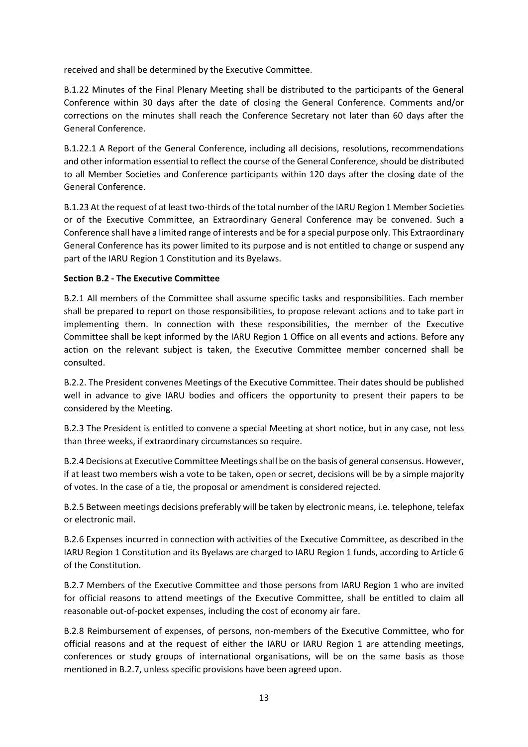received and shall be determined by the Executive Committee.

B.1.22 Minutes of the Final Plenary Meeting shall be distributed to the participants of the General Conference within 30 days after the date of closing the General Conference. Comments and/or corrections on the minutes shall reach the Conference Secretary not later than 60 days after the General Conference.

B.1.22.1 A Report of the General Conference, including all decisions, resolutions, recommendations and other information essential to reflect the course of the General Conference, should be distributed to all Member Societies and Conference participants within 120 days after the closing date of the General Conference.

B.1.23 At the request of at least two-thirds of the total number of the IARU Region 1 Member Societies or of the Executive Committee, an Extraordinary General Conference may be convened. Such a Conference shall have a limited range of interests and be for a special purpose only. This Extraordinary General Conference has its power limited to its purpose and is not entitled to change or suspend any part of the IARU Region 1 Constitution and its Byelaws.

**Section B.2 - The Executive Committee**

B.2.1 All members of the Committee shall assume specific tasks and responsibilities. Each member shall be prepared to report on those responsibilities, to propose relevant actions and to take part in implementing them. In connection with these responsibilities, the member of the Executive Committee shall be kept informed by the IARU Region 1 Office on all events and actions. Before any action on the relevant subject is taken, the Executive Committee member concerned shall be consulted.

B.2.2. The President convenes Meetings of the Executive Committee. Their dates should be published well in advance to give IARU bodies and officers the opportunity to present their papers to be considered by the Meeting.

B.2.3 The President is entitled to convene a special Meeting at short notice, but in any case, not less than three weeks, if extraordinary circumstances so require.

B.2.4 Decisions at Executive Committee Meetings shall be on the basis of general consensus. However, if at least two members wish a vote to be taken, open or secret, decisions will be by a simple majority of votes. In the case of a tie, the proposal or amendment is considered rejected.

B.2.5 Between meetings decisions preferably will be taken by electronic means, i.e. telephone, telefax or electronic mail.

B.2.6 Expenses incurred in connection with activities of the Executive Committee, as described in the IARU Region 1 Constitution and its Byelaws are charged to IARU Region 1 funds, according to Article 6 of the Constitution.

B.2.7 Members of the Executive Committee and those persons from IARU Region 1 who are invited for official reasons to attend meetings of the Executive Committee, shall be entitled to claim all reasonable out-of-pocket expenses, including the cost of economy air fare.

B.2.8 Reimbursement of expenses, of persons, non-members of the Executive Committee, who for official reasons and at the request of either the IARU or IARU Region 1 are attending meetings, conferences or study groups of international organisations, will be on the same basis as those mentioned in B.2.7, unless specific provisions have been agreed upon.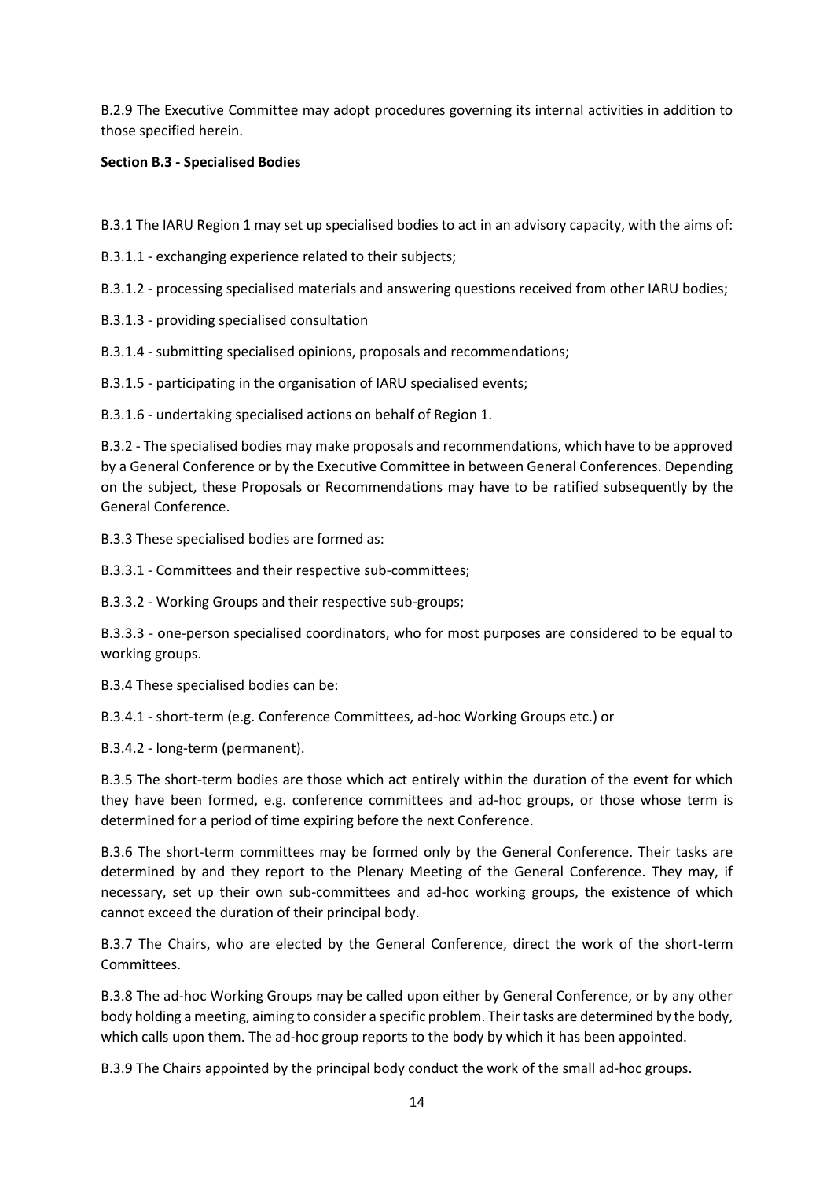B.2.9 The Executive Committee may adopt procedures governing its internal activities in addition to those specified herein.

**Section B.3 - Specialised Bodies**

B.3.1 The IARU Region 1 may set up specialised bodies to act in an advisory capacity, with the aims of:

B.3.1.1 - exchanging experience related to their subjects;

B.3.1.2 - processing specialised materials and answering questions received from other IARU bodies;

B.3.1.3 - providing specialised consultation

B.3.1.4 - submitting specialised opinions, proposals and recommendations;

B.3.1.5 - participating in the organisation of IARU specialised events;

B.3.1.6 - undertaking specialised actions on behalf of Region 1.

B.3.2 - The specialised bodies may make proposals and recommendations, which have to be approved by a General Conference or by the Executive Committee in between General Conferences. Depending on the subject, these Proposals or Recommendations may have to be ratified subsequently by the General Conference.

B.3.3 These specialised bodies are formed as:

B.3.3.1 - Committees and their respective sub-committees;

B.3.3.2 - Working Groups and their respective sub-groups;

B.3.3.3 - one-person specialised coordinators, who for most purposes are considered to be equal to working groups.

B.3.4 These specialised bodies can be:

B.3.4.1 - short-term (e.g. Conference Committees, ad-hoc Working Groups etc.) or

B.3.4.2 - long-term (permanent).

B.3.5 The short-term bodies are those which act entirely within the duration of the event for which they have been formed, e.g. conference committees and ad-hoc groups, or those whose term is determined for a period of time expiring before the next Conference.

B.3.6 The short-term committees may be formed only by the General Conference. Their tasks are determined by and they report to the Plenary Meeting of the General Conference. They may, if necessary, set up their own sub-committees and ad-hoc working groups, the existence of which cannot exceed the duration of their principal body.

B.3.7 The Chairs, who are elected by the General Conference, direct the work of the short-term Committees.

B.3.8 The ad-hoc Working Groups may be called upon either by General Conference, or by any other body holding a meeting, aiming to consider a specific problem. Their tasks are determined by the body, which calls upon them. The ad-hoc group reports to the body by which it has been appointed.

B.3.9 The Chairs appointed by the principal body conduct the work of the small ad-hoc groups.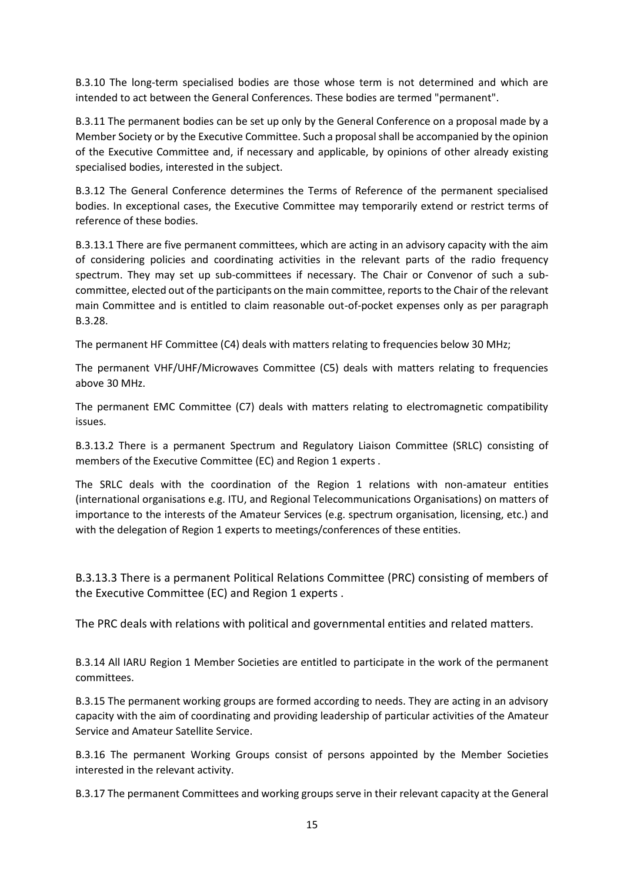B.3.10 The long-term specialised bodies are those whose term is not determined and which are intended to act between the General Conferences. These bodies are termed "permanent".

B.3.11 The permanent bodies can be set up only by the General Conference on a proposal made by a Member Society or by the Executive Committee. Such a proposal shall be accompanied by the opinion of the Executive Committee and, if necessary and applicable, by opinions of other already existing specialised bodies, interested in the subject.

B.3.12 The General Conference determines the Terms of Reference of the permanent specialised bodies. In exceptional cases, the Executive Committee may temporarily extend or restrict terms of reference of these bodies.

B.3.13.1 There are five permanent committees, which are acting in an advisory capacity with the aim of considering policies and coordinating activities in the relevant parts of the radio frequency spectrum. They may set up sub-committees if necessary. The Chair or Convenor of such a sub-committee, elected out of the participants on the main committee, reports to the Chair of the relevant main Committee and is entitled to claim reasonable out-of-pocket expenses only as per paragraph B.3.28.

The permanent HF Committee (C4) deals with matters relating to frequencies below 30 MHz;

The permanent VHF/UHF/Microwaves Committee (C5) deals with matters relating to frequencies above 30 MHz.

The permanent EMC Committee (C7) deals with matters relating to electromagnetic compatibility issues.

B.3.13.2 There is a permanent Spectrum and Regulatory Liaison Committee (SRLC) consisting of members of the Executive Committee (EC) and Region 1 experts .

The SRLC deals with the coordination of the Region 1 relations with non-amateur entities (international organisations e.g. ITU, and Regional Telecommunications Organisations) on matters of importance to the interests of the Amateur Services (e.g. spectrum organisation, licensing, etc.) and with the delegation of Region 1 experts to meetings/conferences of these entities.

B.3.13.3 There is a permanent Political Relations Committee (PRC) consisting of members of the Executive Committee (EC) and Region 1 experts .

The PRC deals with relations with political and governmental entities and related matters.

B.3.14 All IARU Region 1 Member Societies are entitled to participate in the work of the permanent committees.

B.3.15 The permanent working groups are formed according to needs. They are acting in an advisory capacity with the aim of coordinating and providing leadership of particular activities of the Amateur Service and Amateur Satellite Service.

B.3.16 The permanent Working Groups consist of persons appointed by the Member Societies interested in the relevant activity.

B.3.17 The permanent Committees and working groups serve in their relevant capacity at the General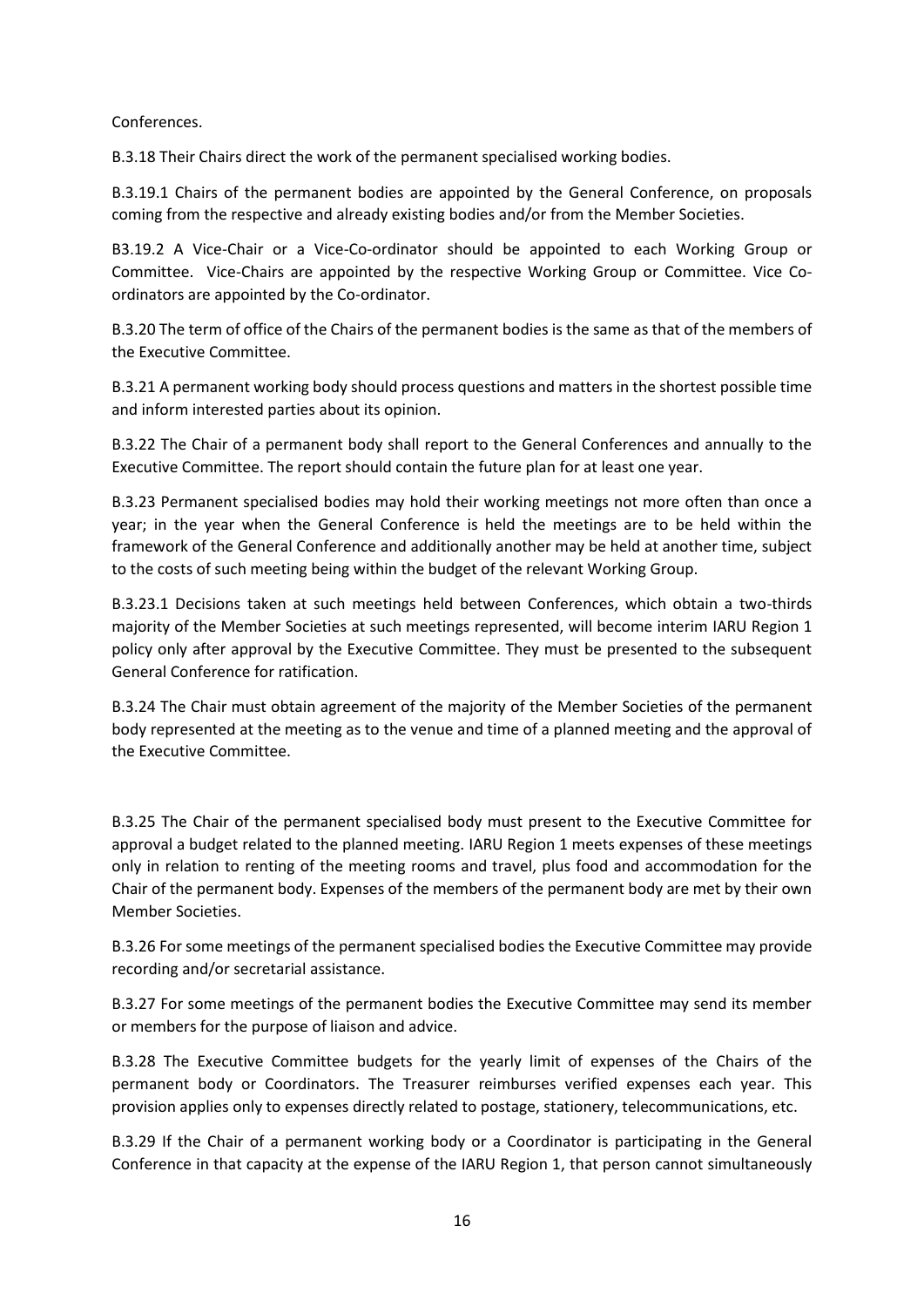Conferences.

B.3.18 Their Chairs direct the work of the permanent specialised working bodies.

B.3.19.1 Chairs of the permanent bodies are appointed by the General Conference, on proposals coming from the respective and already existing bodies and/or from the Member Societies.

B3.19.2 A Vice-Chair or a Vice-Co-ordinator should be appointed to each Working Group or Committee. Vice-Chairs are appointed by the respective Working Group or Committee. Vice Co-ordinators are appointed by the Co-ordinator.

B.3.20 The term of office of the Chairs of the permanent bodies is the same as that of the members of the Executive Committee.

B.3.21 A permanent working body should process questions and matters in the shortest possible time and inform interested parties about its opinion.

B.3.22 The Chair of a permanent body shall report to the General Conferences and annually to the Executive Committee. The report should contain the future plan for at least one year.

B.3.23 Permanent specialised bodies may hold their working meetings not more often than once a year; in the year when the General Conference is held the meetings are to be held within the framework of the General Conference and additionally another may be held at another time, subject to the costs of such meeting being within the budget of the relevant Working Group.

B.3.23.1 Decisions taken at such meetings held between Conferences, which obtain a two-thirds majority of the Member Societies at such meetings represented, will become interim IARU Region 1 policy only after approval by the Executive Committee. They must be presented to the subsequent General Conference for ratification.

B.3.24 The Chair must obtain agreement of the majority of the Member Societies of the permanent body represented at the meeting as to the venue and time of a planned meeting and the approval of the Executive Committee.

B.3.25 The Chair of the permanent specialised body must present to the Executive Committee for approval a budget related to the planned meeting. IARU Region 1 meets expenses of these meetings only in relation to renting of the meeting rooms and travel, plus food and accommodation for the Chair of the permanent body. Expenses of the members of the permanent body are met by their own Member Societies.

B.3.26 For some meetings of the permanent specialised bodies the Executive Committee may provide recording and/or secretarial assistance.

B.3.27 For some meetings of the permanent bodies the Executive Committee may send its member or members for the purpose of liaison and advice.

B.3.28 The Executive Committee budgets for the yearly limit of expenses of the Chairs of the permanent body or Coordinators. The Treasurer reimburses verified expenses each year. This provision applies only to expenses directly related to postage, stationery, telecommunications, etc.

B.3.29 If the Chair of a permanent working body or a Coordinator is participating in the General Conference in that capacity at the expense of the IARU Region 1, that person cannot simultaneously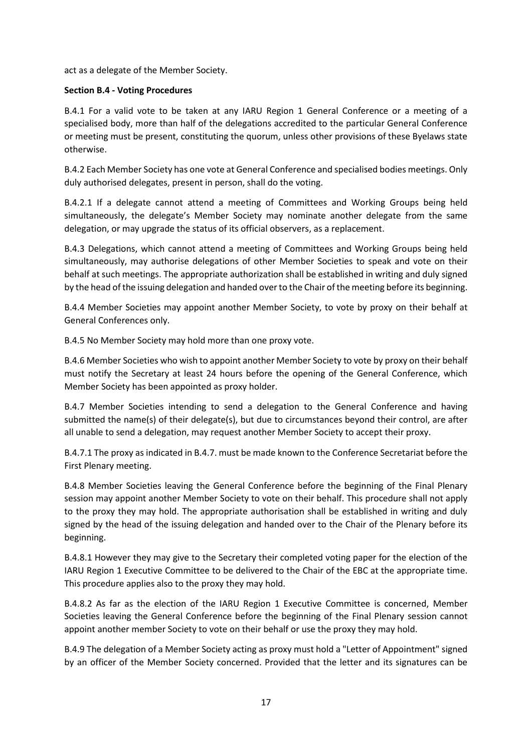act as a delegate of the Member Society.

**Section B.4 - Voting Procedures**

B.4.1 For a valid vote to be taken at any IARU Region 1 General Conference or a meeting of a specialised body, more than half of the delegations accredited to the particular General Conference or meeting must be present, constituting the quorum, unless other provisions of these Byelaws state otherwise.

B.4.2 Each Member Society has one vote at General Conference and specialised bodies meetings. Only duly authorised delegates, present in person, shall do the voting.

B.4.2.1 If a delegate cannot attend a meeting of Committees and Working Groups being held simultaneously, the delegate's Member Society may nominate another delegate from the same delegation, or may upgrade the status of its official observers, as a replacement.

B.4.3 Delegations, which cannot attend a meeting of Committees and Working Groups being held simultaneously, may authorise delegations of other Member Societies to speak and vote on their behalf at such meetings. The appropriate authorization shall be established in writing and duly signed by the head of the issuing delegation and handed over to the Chair of the meeting before its beginning.

B.4.4 Member Societies may appoint another Member Society, to vote by proxy on their behalf at General Conferences only.

B.4.5 No Member Society may hold more than one proxy vote.

B.4.6 Member Societies who wish to appoint another Member Society to vote by proxy on their behalf must notify the Secretary at least 24 hours before the opening of the General Conference, which Member Society has been appointed as proxy holder.

B.4.7 Member Societies intending to send a delegation to the General Conference and having submitted the name(s) of their delegate(s), but due to circumstances beyond their control, are after all unable to send a delegation, may request another Member Society to accept their proxy.

B.4.7.1 The proxy as indicated in B.4.7. must be made known to the Conference Secretariat before the First Plenary meeting.

B.4.8 Member Societies leaving the General Conference before the beginning of the Final Plenary session may appoint another Member Society to vote on their behalf. This procedure shall not apply to the proxy they may hold. The appropriate authorisation shall be established in writing and duly signed by the head of the issuing delegation and handed over to the Chair of the Plenary before its beginning.

B.4.8.1 However they may give to the Secretary their completed voting paper for the election of the IARU Region 1 Executive Committee to be delivered to the Chair of the EBC at the appropriate time. This procedure applies also to the proxy they may hold.

B.4.8.2 As far as the election of the IARU Region 1 Executive Committee is concerned, Member Societies leaving the General Conference before the beginning of the Final Plenary session cannot appoint another member Society to vote on their behalf or use the proxy they may hold.

B.4.9 The delegation of a Member Society acting as proxy must hold a "Letter of Appointment" signed by an officer of the Member Society concerned. Provided that the letter and its signatures can be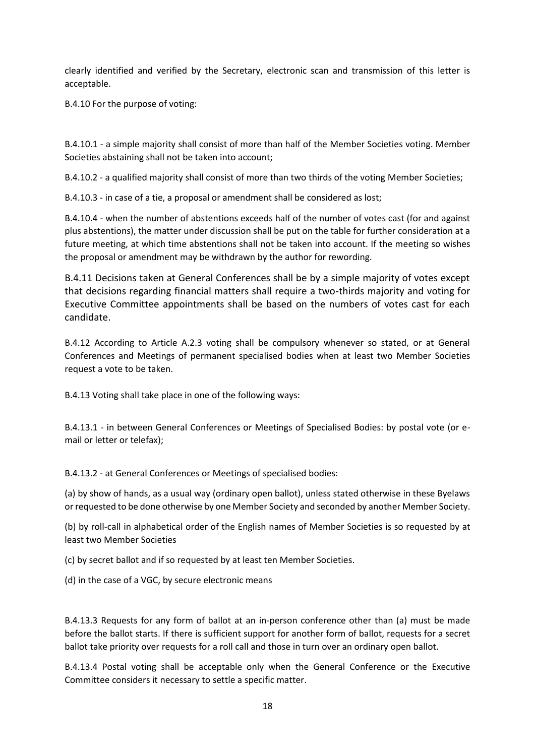clearly identified and verified by the Secretary, electronic scan and transmission of this letter is acceptable.

B.4.10 For the purpose of voting:

B.4.10.1 - a simple majority shall consist of more than half of the Member Societies voting. Member Societies abstaining shall not be taken into account;

B.4.10.2 - a qualified majority shall consist of more than two thirds of the voting Member Societies;

B.4.10.3 - in case of a tie, a proposal or amendment shall be considered as lost;

B.4.10.4 - when the number of abstentions exceeds half of the number of votes cast (for and against plus abstentions), the matter under discussion shall be put on the table for further consideration at a future meeting, at which time abstentions shall not be taken into account. If the meeting so wishes the proposal or amendment may be withdrawn by the author for rewording.

B.4.11 Decisions taken at General Conferences shall be by a simple majority of votes except that decisions regarding financial matters shall require a two-thirds majority and voting for Executive Committee appointments shall be based on the numbers of votes cast for each candidate.

B.4.12 According to Article A.2.3 voting shall be compulsory whenever so stated, or at General Conferences and Meetings of permanent specialised bodies when at least two Member Societies request a vote to be taken.

B.4.13 Voting shall take place in one of the following ways:

B.4.13.1 - in between General Conferences or Meetings of Specialised Bodies: by postal vote (or e-mail or letter or telefax);

B.4.13.2 - at General Conferences or Meetings of specialised bodies:

(a) by show of hands, as a usual way (ordinary open ballot), unless stated otherwise in these Byelaws or requested to be done otherwise by one Member Society and seconded by another Member Society.

(b) by roll-call in alphabetical order of the English names of Member Societies is so requested by at least two Member Societies

(c) by secret ballot and if so requested by at least ten Member Societies.

(d) in the case of a VGC, by secure electronic means

B.4.13.3 Requests for any form of ballot at an in-person conference other than (a) must be made before the ballot starts. If there is sufficient support for another form of ballot, requests for a secret ballot take priority over requests for a roll call and those in turn over an ordinary open ballot.

B.4.13.4 Postal voting shall be acceptable only when the General Conference or the Executive Committee considers it necessary to settle a specific matter.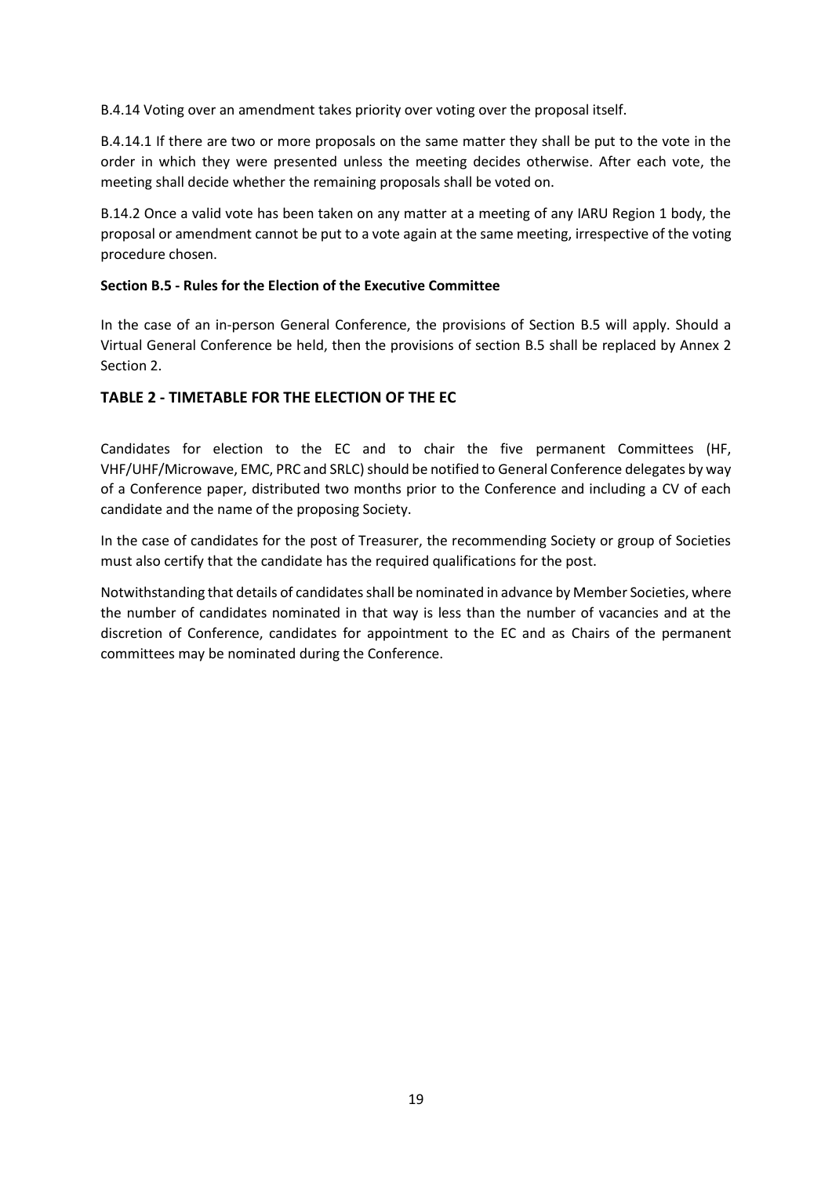B.4.14 Voting over an amendment takes priority over voting over the proposal itself.

B.4.14.1 If there are two or more proposals on the same matter they shall be put to the vote in the order in which they were presented unless the meeting decides otherwise. After each vote, the meeting shall decide whether the remaining proposals shall be voted on.

B.14.2 Once a valid vote has been taken on any matter at a meeting of any IARU Region 1 body, the proposal or amendment cannot be put to a vote again at the same meeting, irrespective of the voting procedure chosen.

**Section B.5 - Rules for the Election of the Executive Committee**

In the case of an in-person General Conference, the provisions of Section B.5 will apply. Should a Virtual General Conference be held, then the provisions of section B.5 shall be replaced by Annex 2 Section 2.

## TABLE 2 - TIMETABLE FOR THE ELECTION OF THE EC

Candidates for election to the EC and to chair the five permanent Committees (HF, VHF/UHF/Microwave, EMC, PRC and SRLC) should be notified to General Conference delegates by way of a Conference paper, distributed two months prior to the Conference and including a CV of each candidate and the name of the proposing Society.

In the case of candidates for the post of Treasurer, the recommending Society or group of Societies must also certify that the candidate has the required qualifications for the post.

Notwithstanding that details of candidates shall be nominated in advance by Member Societies, where the number of candidates nominated in that way is less than the number of vacancies and at the discretion of Conference, candidates for appointment to the EC and as Chairs of the permanent committees may be nominated during the Conference.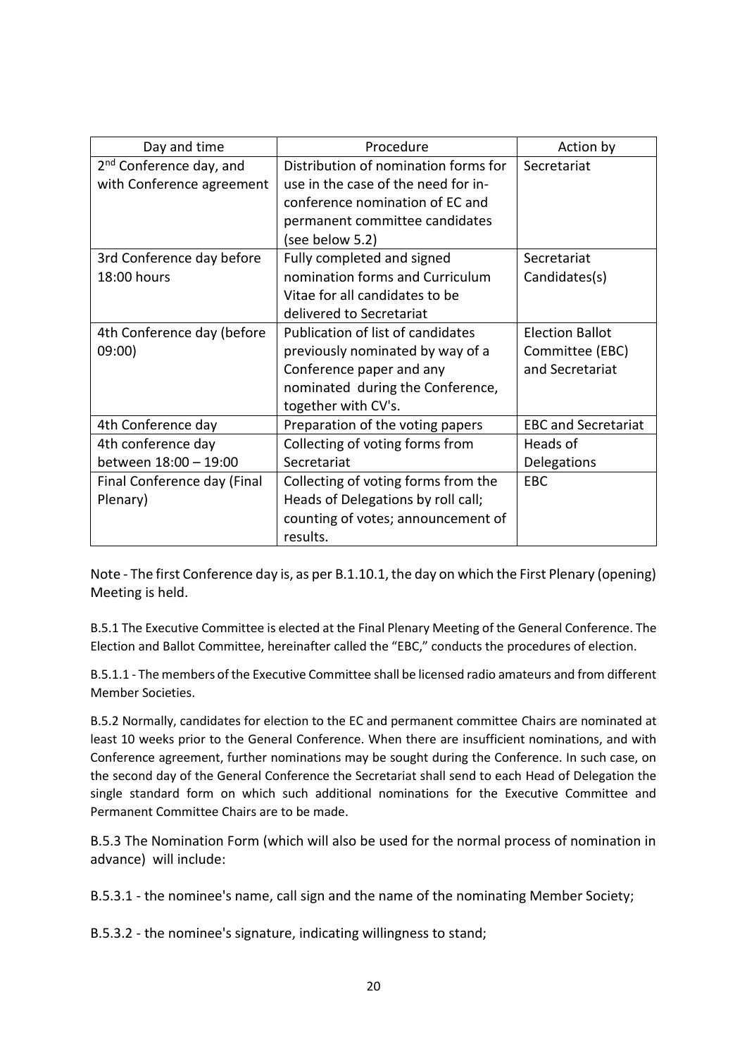| Day and time | Procedure | Action by |
|---|---|---|
| 2nd Conference day, and with Conference agreement | Distribution of nomination forms for use in the case of the need for in-conference nomination of EC and permanent committee candidates (see below 5.2) | Secretariat |
| 3rd Conference day before 18:00 hours | Fully completed and signed nomination forms and Curriculum Vitae for all candidates to be delivered to Secretariat | Secretariat Candidates(s) |
| 4th Conference day (before 09:00) | Publication of list of candidates previously nominated by way of a Conference paper and any nominated during the Conference, together with CV's. | Election Ballot Committee (EBC) and Secretariat |
| 4th Conference day | Preparation of the voting papers | EBC and Secretariat |
| 4th conference day between 18:00 – 19:00 | Collecting of voting forms from Secretariat | Heads of Delegations |
| Final Conference day (Final Plenary) | Collecting of voting forms from the Heads of Delegations by roll call; counting of votes; announcement of results. | EBC |

Note - The first Conference day is, as per B.1.10.1, the day on which the First Plenary (opening) Meeting is held.

B.5.1 The Executive Committee is elected at the Final Plenary Meeting of the General Conference. The Election and Ballot Committee, hereinafter called the "EBC," conducts the procedures of election.

B.5.1.1 - The members of the Executive Committee shall be licensed radio amateurs and from different Member Societies.

B.5.2 Normally, candidates for election to the EC and permanent committee Chairs are nominated at least 10 weeks prior to the General Conference. When there are insufficient nominations, and with Conference agreement, further nominations may be sought during the Conference. In such case, on the second day of the General Conference the Secretariat shall send to each Head of Delegation the single standard form on which such additional nominations for the Executive Committee and Permanent Committee Chairs are to be made.

B.5.3 The Nomination Form (which will also be used for the normal process of nomination in advance) will include:

B.5.3.1 - the nominee's name, call sign and the name of the nominating Member Society;

B.5.3.2 - the nominee's signature, indicating willingness to stand;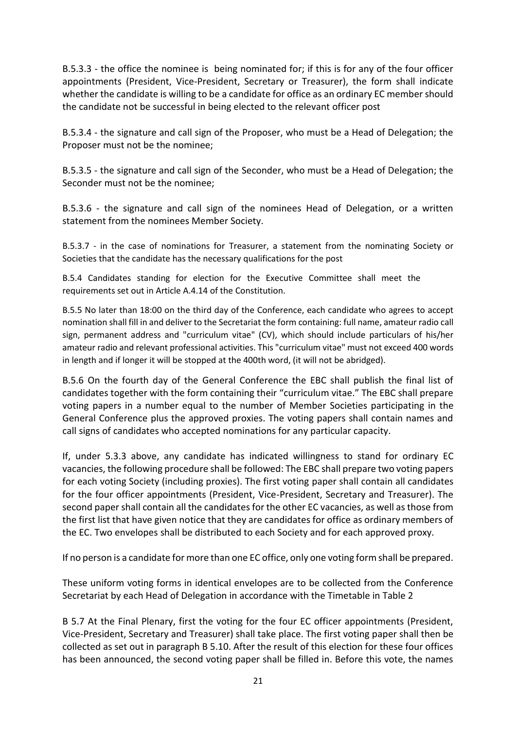B.5.3.3 - the office the nominee is being nominated for; if this is for any of the four officer appointments (President, Vice-President, Secretary or Treasurer), the form shall indicate whether the candidate is willing to be a candidate for office as an ordinary EC member should the candidate not be successful in being elected to the relevant officer post

B.5.3.4 - the signature and call sign of the Proposer, who must be a Head of Delegation; the Proposer must not be the nominee;

B.5.3.5 - the signature and call sign of the Seconder, who must be a Head of Delegation; the Seconder must not be the nominee;

B.5.3.6 - the signature and call sign of the nominees Head of Delegation, or a written statement from the nominees Member Society.

B.5.3.7 - in the case of nominations for Treasurer, a statement from the nominating Society or Societies that the candidate has the necessary qualifications for the post

B.5.4 Candidates standing for election for the Executive Committee shall meet the requirements set out in Article A.4.14 of the Constitution.

B.5.5 No later than 18:00 on the third day of the Conference, each candidate who agrees to accept nomination shall fill in and deliver to the Secretariat the form containing: full name, amateur radio call sign, permanent address and "curriculum vitae" (CV), which should include particulars of his/her amateur radio and relevant professional activities. This "curriculum vitae" must not exceed 400 words in length and if longer it will be stopped at the 400th word, (it will not be abridged).

B.5.6 On the fourth day of the General Conference the EBC shall publish the final list of candidates together with the form containing their "curriculum vitae." The EBC shall prepare voting papers in a number equal to the number of Member Societies participating in the General Conference plus the approved proxies. The voting papers shall contain names and call signs of candidates who accepted nominations for any particular capacity.

If, under 5.3.3 above, any candidate has indicated willingness to stand for ordinary EC vacancies, the following procedure shall be followed: The EBC shall prepare two voting papers for each voting Society (including proxies). The first voting paper shall contain all candidates for the four officer appointments (President, Vice-President, Secretary and Treasurer). The second paper shall contain all the candidates for the other EC vacancies, as well as those from the first list that have given notice that they are candidates for office as ordinary members of the EC. Two envelopes shall be distributed to each Society and for each approved proxy.

If no person is a candidate for more than one EC office, only one voting form shall be prepared.

These uniform voting forms in identical envelopes are to be collected from the Conference Secretariat by each Head of Delegation in accordance with the Timetable in Table 2

B 5.7 At the Final Plenary, first the voting for the four EC officer appointments (President, Vice-President, Secretary and Treasurer) shall take place. The first voting paper shall then be collected as set out in paragraph B 5.10. After the result of this election for these four offices has been announced, the second voting paper shall be filled in. Before this vote, the names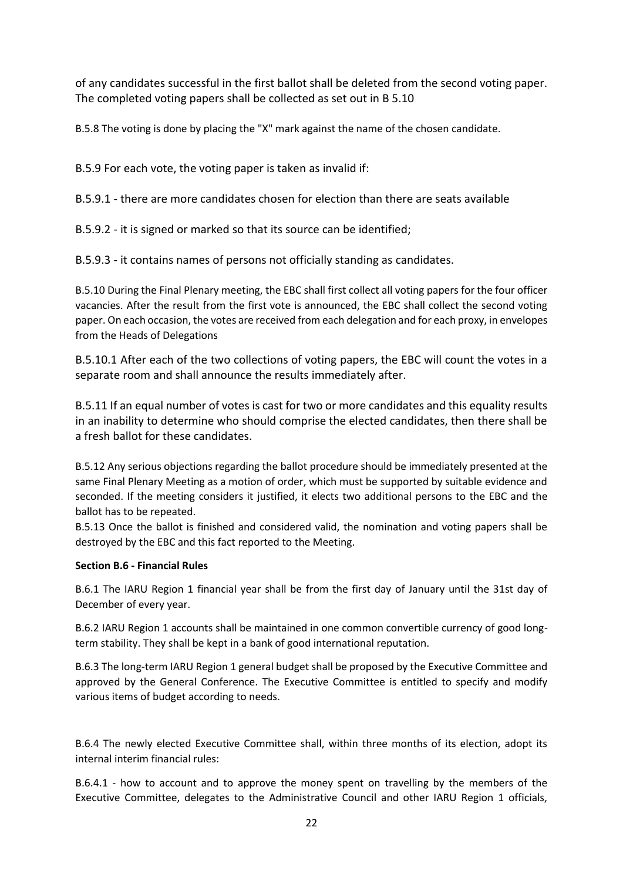of any candidates successful in the first ballot shall be deleted from the second voting paper. The completed voting papers shall be collected as set out in B 5.10

B.5.8 The voting is done by placing the "X" mark against the name of the chosen candidate.

B.5.9 For each vote, the voting paper is taken as invalid if:

B.5.9.1 - there are more candidates chosen for election than there are seats available

B.5.9.2 - it is signed or marked so that its source can be identified;

B.5.9.3 - it contains names of persons not officially standing as candidates.

B.5.10 During the Final Plenary meeting, the EBC shall first collect all voting papers for the four officer vacancies. After the result from the first vote is announced, the EBC shall collect the second voting paper. On each occasion, the votes are received from each delegation and for each proxy, in envelopes from the Heads of Delegations

B.5.10.1 After each of the two collections of voting papers, the EBC will count the votes in a separate room and shall announce the results immediately after.

B.5.11 If an equal number of votes is cast for two or more candidates and this equality results in an inability to determine who should comprise the elected candidates, then there shall be a fresh ballot for these candidates.

B.5.12 Any serious objections regarding the ballot procedure should be immediately presented at the same Final Plenary Meeting as a motion of order, which must be supported by suitable evidence and seconded. If the meeting considers it justified, it elects two additional persons to the EBC and the ballot has to be repeated.

B.5.13 Once the ballot is finished and considered valid, the nomination and voting papers shall be destroyed by the EBC and this fact reported to the Meeting.

**Section B.6 - Financial Rules**

B.6.1 The IARU Region 1 financial year shall be from the first day of January until the 31st day of December of every year.

B.6.2 IARU Region 1 accounts shall be maintained in one common convertible currency of good long-term stability. They shall be kept in a bank of good international reputation.

B.6.3 The long-term IARU Region 1 general budget shall be proposed by the Executive Committee and approved by the General Conference. The Executive Committee is entitled to specify and modify various items of budget according to needs.

B.6.4 The newly elected Executive Committee shall, within three months of its election, adopt its internal interim financial rules:

B.6.4.1 - how to account and to approve the money spent on travelling by the members of the Executive Committee, delegates to the Administrative Council and other IARU Region 1 officials,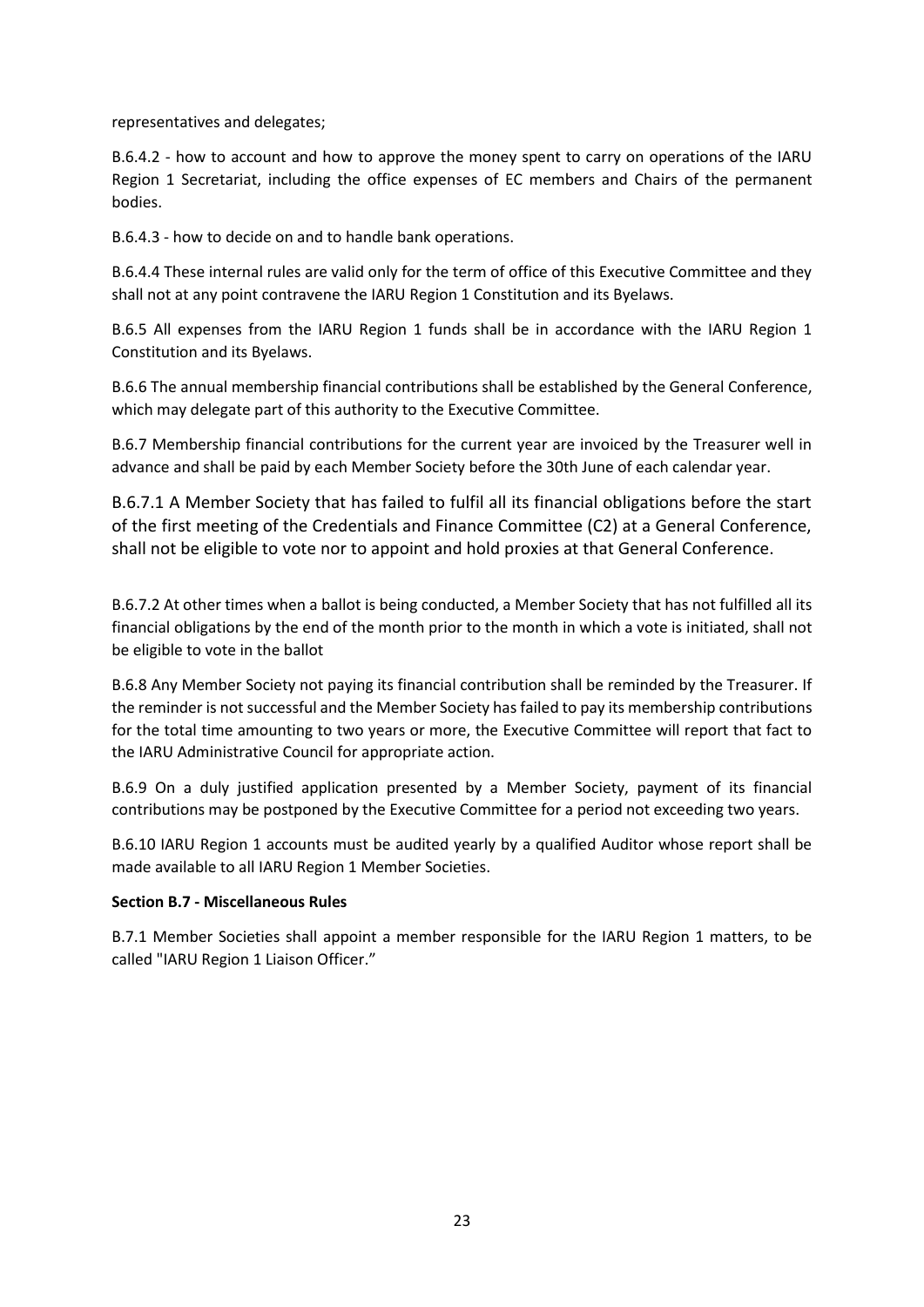representatives and delegates;

B.6.4.2 - how to account and how to approve the money spent to carry on operations of the IARU Region 1 Secretariat, including the office expenses of EC members and Chairs of the permanent bodies.

B.6.4.3 - how to decide on and to handle bank operations.

B.6.4.4 These internal rules are valid only for the term of office of this Executive Committee and they shall not at any point contravene the IARU Region 1 Constitution and its Byelaws.

B.6.5 All expenses from the IARU Region 1 funds shall be in accordance with the IARU Region 1 Constitution and its Byelaws.

B.6.6 The annual membership financial contributions shall be established by the General Conference, which may delegate part of this authority to the Executive Committee.

B.6.7 Membership financial contributions for the current year are invoiced by the Treasurer well in advance and shall be paid by each Member Society before the 30th June of each calendar year.

B.6.7.1 A Member Society that has failed to fulfil all its financial obligations before the start of the first meeting of the Credentials and Finance Committee (C2) at a General Conference, shall not be eligible to vote nor to appoint and hold proxies at that General Conference.

B.6.7.2 At other times when a ballot is being conducted, a Member Society that has not fulfilled all its financial obligations by the end of the month prior to the month in which a vote is initiated, shall not be eligible to vote in the ballot

B.6.8 Any Member Society not paying its financial contribution shall be reminded by the Treasurer. If the reminder is not successful and the Member Society has failed to pay its membership contributions for the total time amounting to two years or more, the Executive Committee will report that fact to the IARU Administrative Council for appropriate action.

B.6.9 On a duly justified application presented by a Member Society, payment of its financial contributions may be postponed by the Executive Committee for a period not exceeding two years.

B.6.10 IARU Region 1 accounts must be audited yearly by a qualified Auditor whose report shall be made available to all IARU Region 1 Member Societies.

**Section B.7 - Miscellaneous Rules**

B.7.1 Member Societies shall appoint a member responsible for the IARU Region 1 matters, to be called "IARU Region 1 Liaison Officer."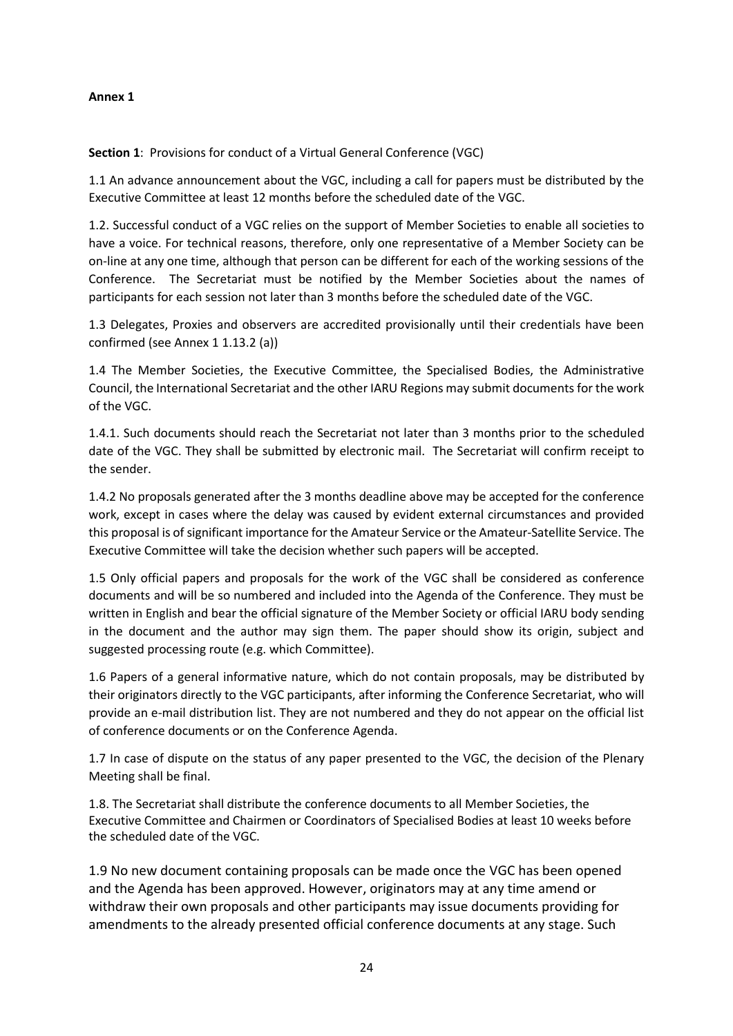**Annex 1**

**Section 1**: Provisions for conduct of a Virtual General Conference (VGC)

1.1 An advance announcement about the VGC, including a call for papers must be distributed by the Executive Committee at least 12 months before the scheduled date of the VGC.

1.2. Successful conduct of a VGC relies on the support of Member Societies to enable all societies to have a voice. For technical reasons, therefore, only one representative of a Member Society can be on-line at any one time, although that person can be different for each of the working sessions of the Conference. The Secretariat must be notified by the Member Societies about the names of participants for each session not later than 3 months before the scheduled date of the VGC.

1.3 Delegates, Proxies and observers are accredited provisionally until their credentials have been confirmed (see Annex 1 1.13.2 (a))

1.4 The Member Societies, the Executive Committee, the Specialised Bodies, the Administrative Council, the International Secretariat and the other IARU Regions may submit documents for the work of the VGC.

1.4.1. Such documents should reach the Secretariat not later than 3 months prior to the scheduled date of the VGC. They shall be submitted by electronic mail. The Secretariat will confirm receipt to the sender.

1.4.2 No proposals generated after the 3 months deadline above may be accepted for the conference work, except in cases where the delay was caused by evident external circumstances and provided this proposal is of significant importance for the Amateur Service or the Amateur-Satellite Service. The Executive Committee will take the decision whether such papers will be accepted.

1.5 Only official papers and proposals for the work of the VGC shall be considered as conference documents and will be so numbered and included into the Agenda of the Conference. They must be written in English and bear the official signature of the Member Society or official IARU body sending in the document and the author may sign them. The paper should show its origin, subject and suggested processing route (e.g. which Committee).

1.6 Papers of a general informative nature, which do not contain proposals, may be distributed by their originators directly to the VGC participants, after informing the Conference Secretariat, who will provide an e-mail distribution list. They are not numbered and they do not appear on the official list of conference documents or on the Conference Agenda.

1.7 In case of dispute on the status of any paper presented to the VGC, the decision of the Plenary Meeting shall be final.

1.8. The Secretariat shall distribute the conference documents to all Member Societies, the Executive Committee and Chairmen or Coordinators of Specialised Bodies at least 10 weeks before the scheduled date of the VGC.

1.9 No new document containing proposals can be made once the VGC has been opened and the Agenda has been approved. However, originators may at any time amend or withdraw their own proposals and other participants may issue documents providing for amendments to the already presented official conference documents at any stage. Such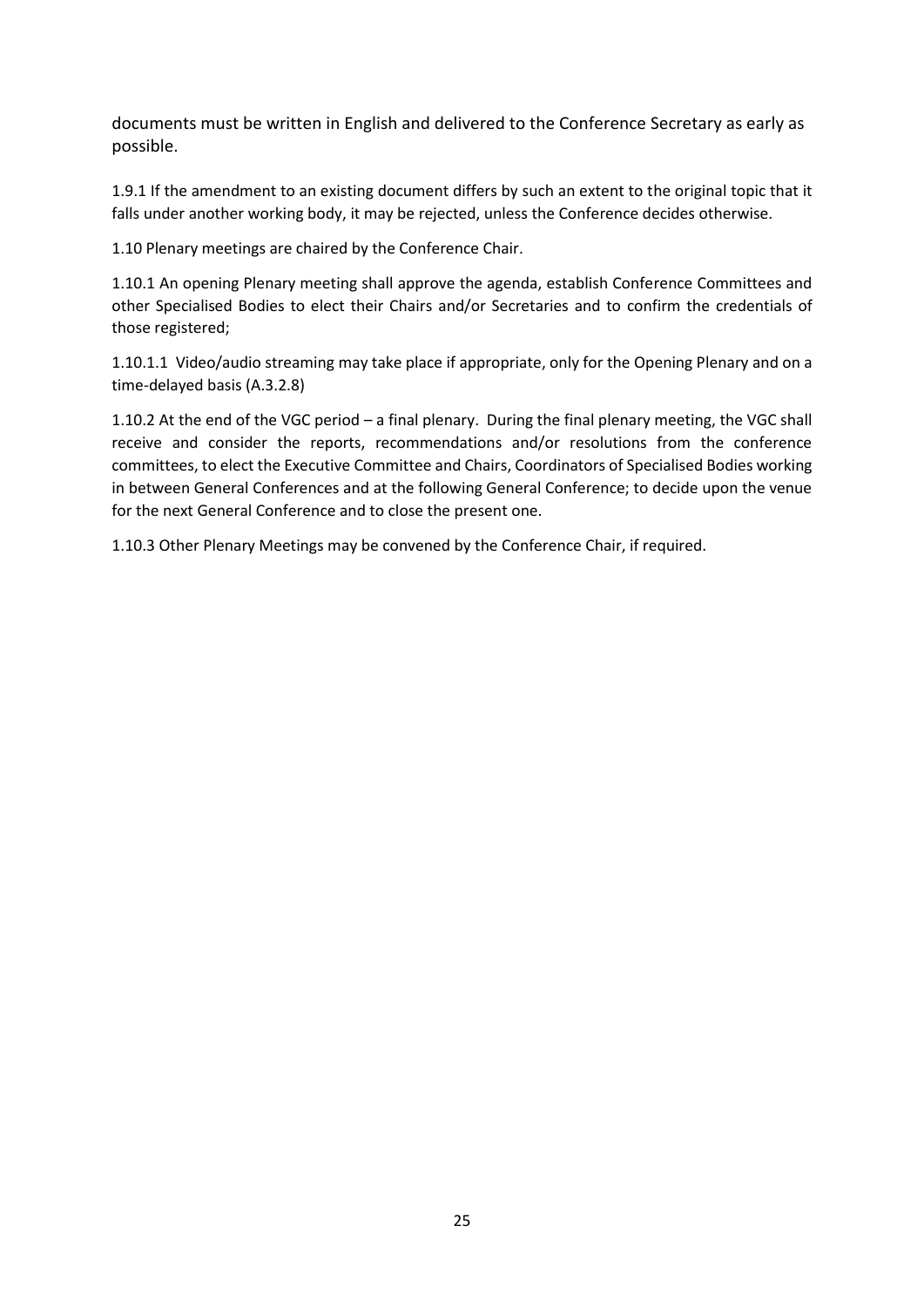documents must be written in English and delivered to the Conference Secretary as early as possible.

1.9.1 If the amendment to an existing document differs by such an extent to the original topic that it falls under another working body, it may be rejected, unless the Conference decides otherwise.

1.10 Plenary meetings are chaired by the Conference Chair.

1.10.1 An opening Plenary meeting shall approve the agenda, establish Conference Committees and other Specialised Bodies to elect their Chairs and/or Secretaries and to confirm the credentials of those registered;

1.10.1.1 Video/audio streaming may take place if appropriate, only for the Opening Plenary and on a time-delayed basis (A.3.2.8)

1.10.2 At the end of the VGC period – a final plenary. During the final plenary meeting, the VGC shall receive and consider the reports, recommendations and/or resolutions from the conference committees, to elect the Executive Committee and Chairs, Coordinators of Specialised Bodies working in between General Conferences and at the following General Conference; to decide upon the venue for the next General Conference and to close the present one.

1.10.3 Other Plenary Meetings may be convened by the Conference Chair, if required.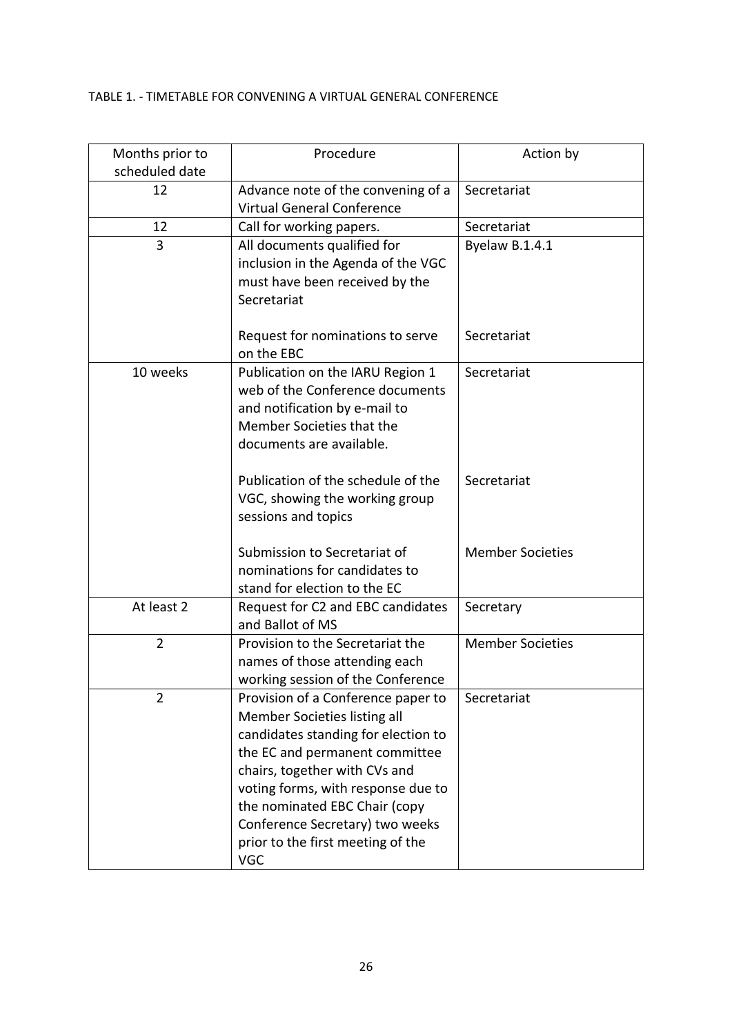TABLE 1. - TIMETABLE FOR CONVENING A VIRTUAL GENERAL CONFERENCE

| Months prior to scheduled date | Procedure | Action by |
|---|---|---|
| 12 | Advance note of the convening of a Virtual General Conference | Secretariat |
| 12 | Call for working papers. | Secretariat |
| 3 | All documents qualified for inclusion in the Agenda of the VGC must have been received by the Secretariat<br><br>Request for nominations to serve on the EBC | Byelaw B.1.4.1<br><br>Secretariat |
| 10 weeks | Publication on the IARU Region 1 web of the Conference documents and notification by e-mail to Member Societies that the documents are available.<br><br>Publication of the schedule of the VGC, showing the working group sessions and topics<br><br>Submission to Secretariat of nominations for candidates to stand for election to the EC | Secretariat<br><br>Secretariat<br><br>Member Societies |
| At least 2 | Request for C2 and EBC candidates and Ballot of MS | Secretary |
| 2 | Provision to the Secretariat the names of those attending each working session of the Conference | Member Societies |
| 2 | Provision of a Conference paper to Member Societies listing all candidates standing for election to the EC and permanent committee chairs, together with CVs and voting forms, with response due to the nominated EBC Chair (copy Conference Secretary) two weeks prior to the first meeting of the VGC | Secretariat |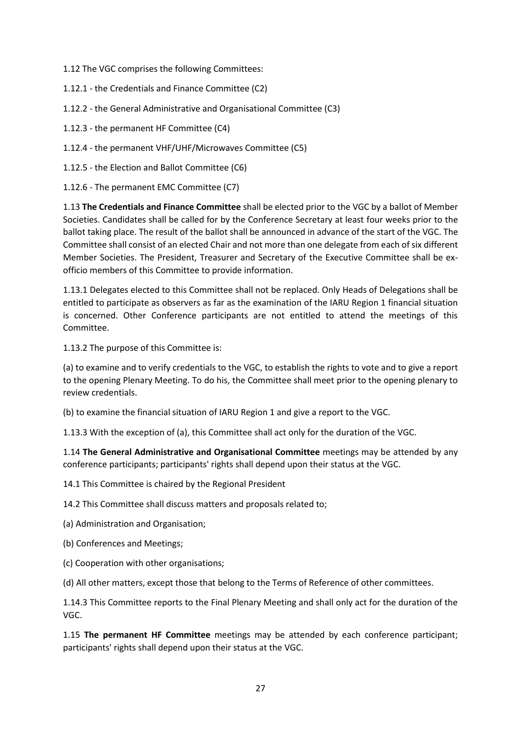1.12 The VGC comprises the following Committees:

1.12.1 - the Credentials and Finance Committee (C2)

1.12.2 - the General Administrative and Organisational Committee (C3)

1.12.3 - the permanent HF Committee (C4)

1.12.4 - the permanent VHF/UHF/Microwaves Committee (C5)

1.12.5 - the Election and Ballot Committee (C6)

1.12.6 - The permanent EMC Committee (C7)

1.13 **The Credentials and Finance Committee** shall be elected prior to the VGC by a ballot of Member Societies. Candidates shall be called for by the Conference Secretary at least four weeks prior to the ballot taking place. The result of the ballot shall be announced in advance of the start of the VGC. The Committee shall consist of an elected Chair and not more than one delegate from each of six different Member Societies. The President, Treasurer and Secretary of the Executive Committee shall be ex-officio members of this Committee to provide information.

1.13.1 Delegates elected to this Committee shall not be replaced. Only Heads of Delegations shall be entitled to participate as observers as far as the examination of the IARU Region 1 financial situation is concerned. Other Conference participants are not entitled to attend the meetings of this Committee.

1.13.2 The purpose of this Committee is:

(a) to examine and to verify credentials to the VGC, to establish the rights to vote and to give a report to the opening Plenary Meeting. To do his, the Committee shall meet prior to the opening plenary to review credentials.

(b) to examine the financial situation of IARU Region 1 and give a report to the VGC.

1.13.3 With the exception of (a), this Committee shall act only for the duration of the VGC.

1.14 **The General Administrative and Organisational Committee** meetings may be attended by any conference participants; participants' rights shall depend upon their status at the VGC.

14.1 This Committee is chaired by the Regional President

14.2 This Committee shall discuss matters and proposals related to;

(a) Administration and Organisation;

(b) Conferences and Meetings;

(c) Cooperation with other organisations;

(d) All other matters, except those that belong to the Terms of Reference of other committees.

1.14.3 This Committee reports to the Final Plenary Meeting and shall only act for the duration of the VGC.

1.15 **The permanent HF Committee** meetings may be attended by each conference participant; participants' rights shall depend upon their status at the VGC.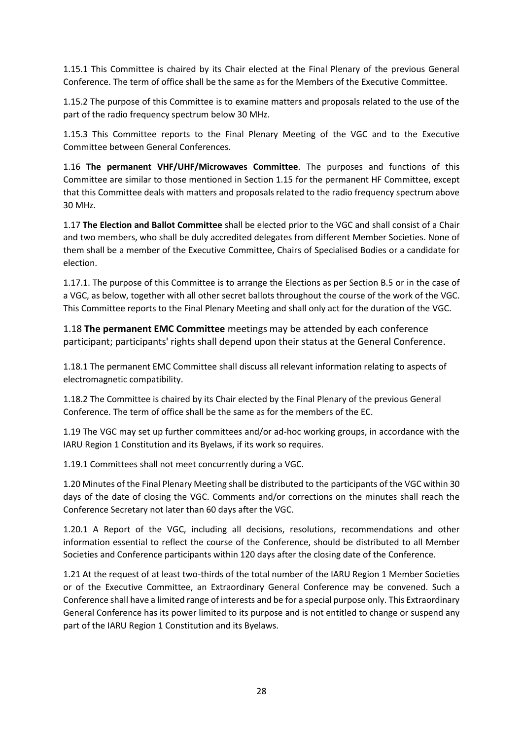1.15.1 This Committee is chaired by its Chair elected at the Final Plenary of the previous General Conference. The term of office shall be the same as for the Members of the Executive Committee.

1.15.2 The purpose of this Committee is to examine matters and proposals related to the use of the part of the radio frequency spectrum below 30 MHz.

1.15.3 This Committee reports to the Final Plenary Meeting of the VGC and to the Executive Committee between General Conferences.

1.16 **The permanent VHF/UHF/Microwaves Committee**. The purposes and functions of this Committee are similar to those mentioned in Section 1.15 for the permanent HF Committee, except that this Committee deals with matters and proposals related to the radio frequency spectrum above 30 MHz.

1.17 **The Election and Ballot Committee** shall be elected prior to the VGC and shall consist of a Chair and two members, who shall be duly accredited delegates from different Member Societies. None of them shall be a member of the Executive Committee, Chairs of Specialised Bodies or a candidate for election.

1.17.1. The purpose of this Committee is to arrange the Elections as per Section B.5 or in the case of a VGC, as below, together with all other secret ballots throughout the course of the work of the VGC. This Committee reports to the Final Plenary Meeting and shall only act for the duration of the VGC.

1.18 **The permanent EMC Committee** meetings may be attended by each conference participant; participants' rights shall depend upon their status at the General Conference.

1.18.1 The permanent EMC Committee shall discuss all relevant information relating to aspects of electromagnetic compatibility.

1.18.2 The Committee is chaired by its Chair elected by the Final Plenary of the previous General Conference. The term of office shall be the same as for the members of the EC.

1.19 The VGC may set up further committees and/or ad-hoc working groups, in accordance with the IARU Region 1 Constitution and its Byelaws, if its work so requires.

1.19.1 Committees shall not meet concurrently during a VGC.

1.20 Minutes of the Final Plenary Meeting shall be distributed to the participants of the VGC within 30 days of the date of closing the VGC. Comments and/or corrections on the minutes shall reach the Conference Secretary not later than 60 days after the VGC.

1.20.1 A Report of the VGC, including all decisions, resolutions, recommendations and other information essential to reflect the course of the Conference, should be distributed to all Member Societies and Conference participants within 120 days after the closing date of the Conference.

1.21 At the request of at least two-thirds of the total number of the IARU Region 1 Member Societies or of the Executive Committee, an Extraordinary General Conference may be convened. Such a Conference shall have a limited range of interests and be for a special purpose only. This Extraordinary General Conference has its power limited to its purpose and is not entitled to change or suspend any part of the IARU Region 1 Constitution and its Byelaws.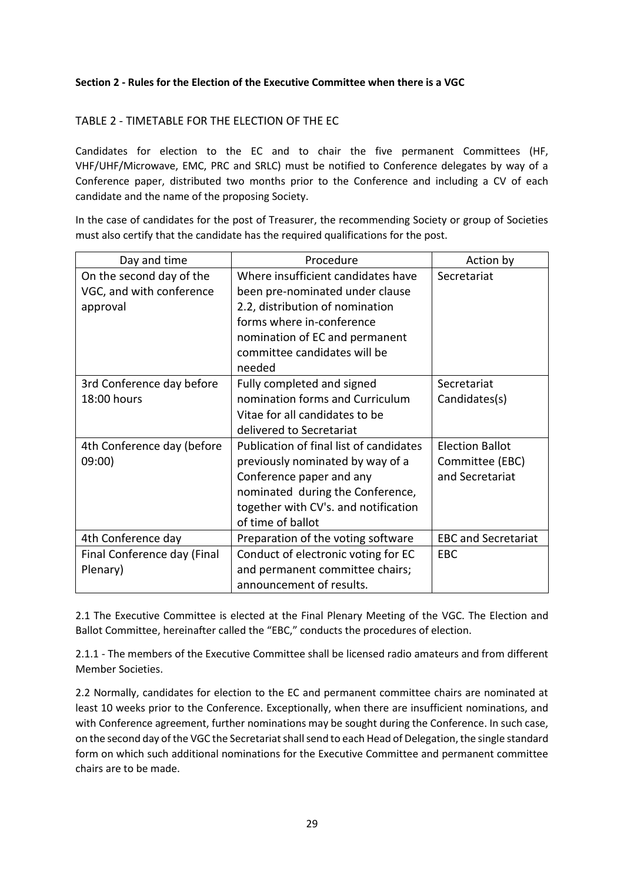**Section 2 - Rules for the Election of the Executive Committee when there is a VGC**

TABLE 2 - TIMETABLE FOR THE ELECTION OF THE EC

Candidates for election to the EC and to chair the five permanent Committees (HF, VHF/UHF/Microwave, EMC, PRC and SRLC) must be notified to Conference delegates by way of a Conference paper, distributed two months prior to the Conference and including a CV of each candidate and the name of the proposing Society.

In the case of candidates for the post of Treasurer, the recommending Society or group of Societies must also certify that the candidate has the required qualifications for the post.

| Day and time | Procedure | Action by |
|---|---|---|
| On the second day of the VGC, and with conference approval | Where insufficient candidates have been pre-nominated under clause 2.2, distribution of nomination forms where in-conference nomination of EC and permanent committee candidates will be needed | Secretariat |
| 3rd Conference day before 18:00 hours | Fully completed and signed nomination forms and Curriculum Vitae for all candidates to be delivered to Secretariat | Secretariat Candidates(s) |
| 4th Conference day (before 09:00) | Publication of final list of candidates previously nominated by way of a Conference paper and any nominated during the Conference, together with CV's. and notification of time of ballot | Election Ballot Committee (EBC) and Secretariat |
| 4th Conference day | Preparation of the voting software | EBC and Secretariat |
| Final Conference day (Final Plenary) | Conduct of electronic voting for EC and permanent committee chairs; announcement of results. | EBC |

2.1 The Executive Committee is elected at the Final Plenary Meeting of the VGC. The Election and Ballot Committee, hereinafter called the "EBC," conducts the procedures of election.

2.1.1 - The members of the Executive Committee shall be licensed radio amateurs and from different Member Societies.

2.2 Normally, candidates for election to the EC and permanent committee chairs are nominated at least 10 weeks prior to the Conference. Exceptionally, when there are insufficient nominations, and with Conference agreement, further nominations may be sought during the Conference. In such case, on the second day of the VGC the Secretariat shall send to each Head of Delegation, the single standard form on which such additional nominations for the Executive Committee and permanent committee chairs are to be made.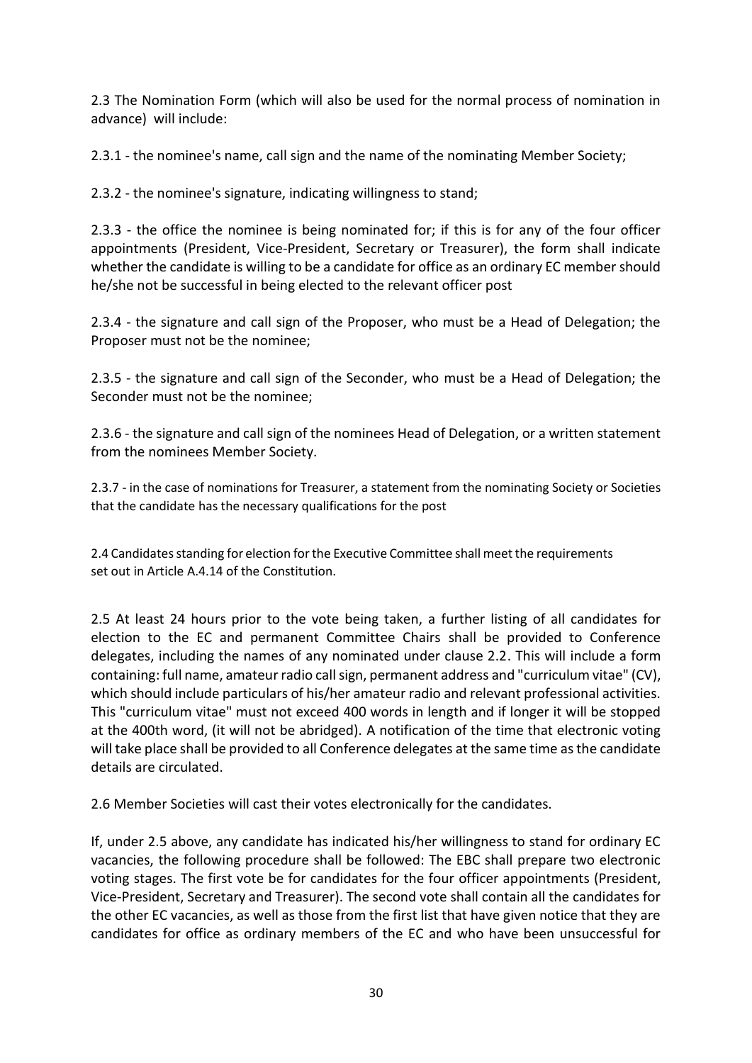2.3 The Nomination Form (which will also be used for the normal process of nomination in advance) will include:

2.3.1 - the nominee's name, call sign and the name of the nominating Member Society;

2.3.2 - the nominee's signature, indicating willingness to stand;

2.3.3 - the office the nominee is being nominated for; if this is for any of the four officer appointments (President, Vice-President, Secretary or Treasurer), the form shall indicate whether the candidate is willing to be a candidate for office as an ordinary EC member should he/she not be successful in being elected to the relevant officer post

2.3.4 - the signature and call sign of the Proposer, who must be a Head of Delegation; the Proposer must not be the nominee;

2.3.5 - the signature and call sign of the Seconder, who must be a Head of Delegation; the Seconder must not be the nominee;

2.3.6 - the signature and call sign of the nominees Head of Delegation, or a written statement from the nominees Member Society.

2.3.7 - in the case of nominations for Treasurer, a statement from the nominating Society or Societies that the candidate has the necessary qualifications for the post

2.4 Candidates standing for election for the Executive Committee shall meet the requirements set out in Article A.4.14 of the Constitution.

2.5 At least 24 hours prior to the vote being taken, a further listing of all candidates for election to the EC and permanent Committee Chairs shall be provided to Conference delegates, including the names of any nominated under clause 2.2. This will include a form containing: full name, amateur radio call sign, permanent address and "curriculum vitae" (CV), which should include particulars of his/her amateur radio and relevant professional activities. This "curriculum vitae" must not exceed 400 words in length and if longer it will be stopped at the 400th word, (it will not be abridged). A notification of the time that electronic voting will take place shall be provided to all Conference delegates at the same time as the candidate details are circulated.

2.6 Member Societies will cast their votes electronically for the candidates.

If, under 2.5 above, any candidate has indicated his/her willingness to stand for ordinary EC vacancies, the following procedure shall be followed: The EBC shall prepare two electronic voting stages. The first vote be for candidates for the four officer appointments (President, Vice-President, Secretary and Treasurer). The second vote shall contain all the candidates for the other EC vacancies, as well as those from the first list that have given notice that they are candidates for office as ordinary members of the EC and who have been unsuccessful for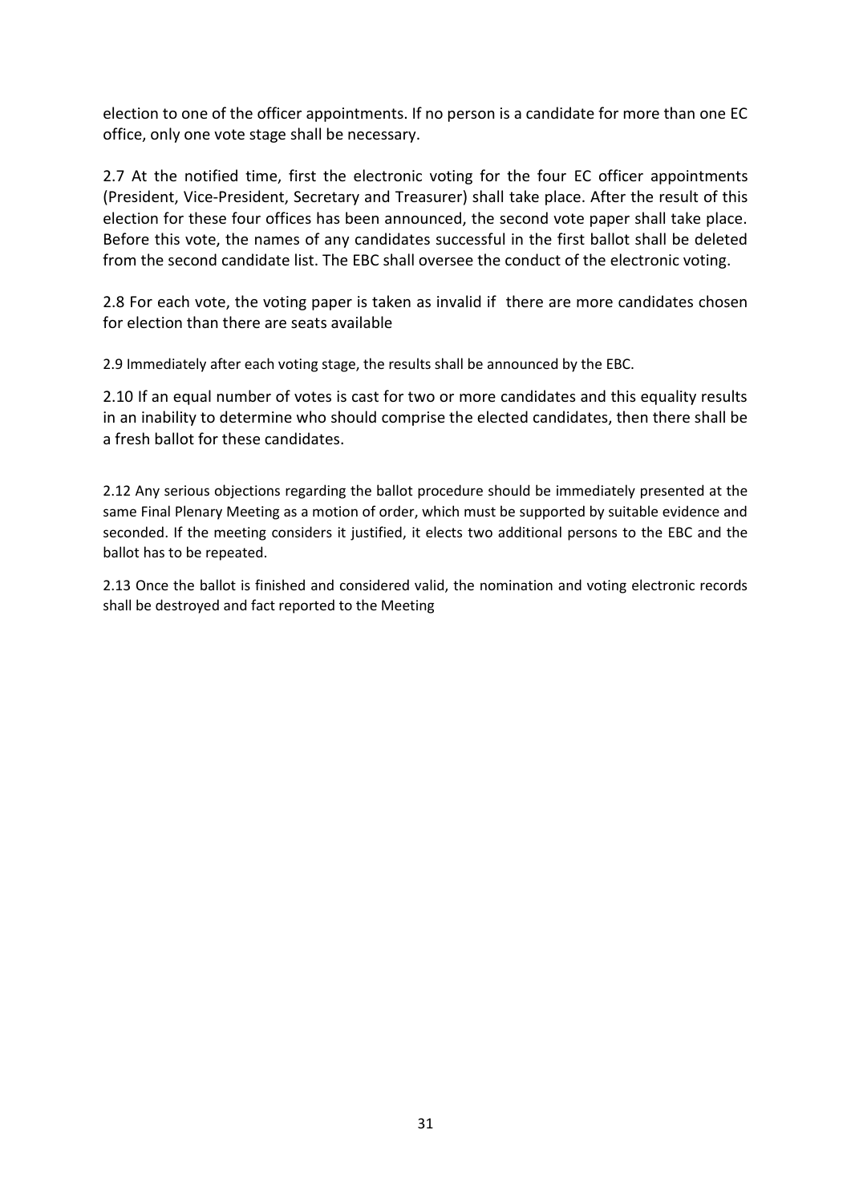election to one of the officer appointments. If no person is a candidate for more than one EC office, only one vote stage shall be necessary.

2.7 At the notified time, first the electronic voting for the four EC officer appointments (President, Vice-President, Secretary and Treasurer) shall take place. After the result of this election for these four offices has been announced, the second vote paper shall take place. Before this vote, the names of any candidates successful in the first ballot shall be deleted from the second candidate list. The EBC shall oversee the conduct of the electronic voting.

2.8 For each vote, the voting paper is taken as invalid if there are more candidates chosen for election than there are seats available

2.9 Immediately after each voting stage, the results shall be announced by the EBC.

2.10 If an equal number of votes is cast for two or more candidates and this equality results in an inability to determine who should comprise the elected candidates, then there shall be a fresh ballot for these candidates.

2.12 Any serious objections regarding the ballot procedure should be immediately presented at the same Final Plenary Meeting as a motion of order, which must be supported by suitable evidence and seconded. If the meeting considers it justified, it elects two additional persons to the EBC and the ballot has to be repeated.

2.13 Once the ballot is finished and considered valid, the nomination and voting electronic records shall be destroyed and fact reported to the Meeting